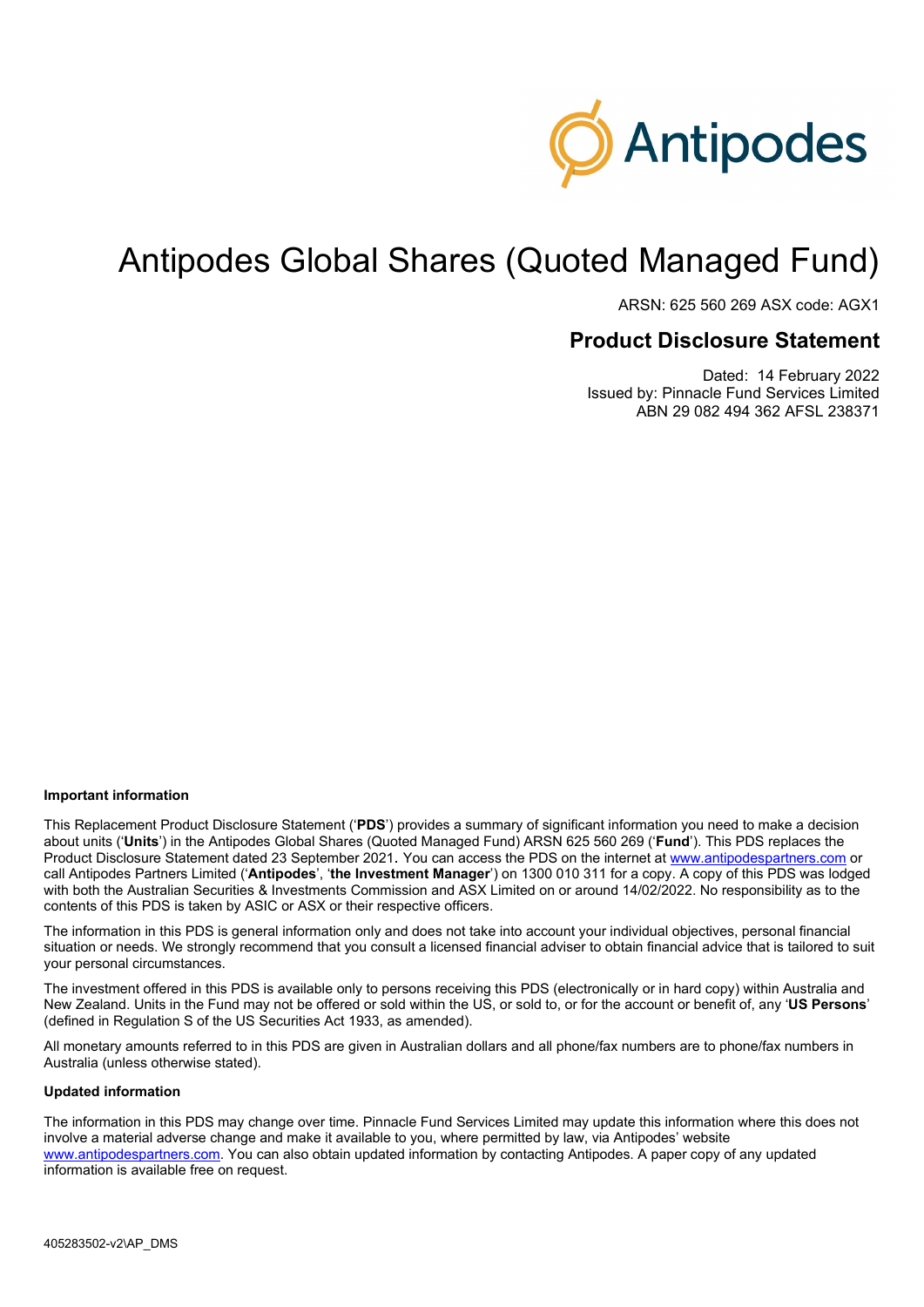Antipodes

# Antipodes Global Shares (Quoted Managed Fund)

ARSN: 625 560 269 ASX code: AGX1

## Product Disclosure Statement

Dated: 14 February 2022
Issued by: Pinnacle Fund Services Limited
ABN 29 082 494 362 AFSL 238371

**Important information**

This Replacement Product Disclosure Statement ('**PDS**') provides a summary of significant information you need to make a decision about units ('**Units**') in the Antipodes Global Shares (Quoted Managed Fund) ARSN 625 560 269 ('**Fund**'). This PDS replaces the Product Disclosure Statement dated 23 September 2021**.** You can access the PDS on the internet at www.antipodespartners.com or call Antipodes Partners Limited ('**Antipodes**', '**the Investment Manager**') on 1300 010 311 for a copy. A copy of this PDS was lodged with both the Australian Securities & Investments Commission and ASX Limited on or around 14/02/2022. No responsibility as to the contents of this PDS is taken by ASIC or ASX or their respective officers.

The information in this PDS is general information only and does not take into account your individual objectives, personal financial situation or needs. We strongly recommend that you consult a licensed financial adviser to obtain financial advice that is tailored to suit your personal circumstances.

The investment offered in this PDS is available only to persons receiving this PDS (electronically or in hard copy) within Australia and New Zealand. Units in the Fund may not be offered or sold within the US, or sold to, or for the account or benefit of, any '**US Persons**' (defined in Regulation S of the US Securities Act 1933, as amended).

All monetary amounts referred to in this PDS are given in Australian dollars and all phone/fax numbers are to phone/fax numbers in Australia (unless otherwise stated).

**Updated information**

The information in this PDS may change over time. Pinnacle Fund Services Limited may update this information where this does not involve a material adverse change and make it available to you, where permitted by law, via Antipodes' website www.antipodespartners.com. You can also obtain updated information by contacting Antipodes. A paper copy of any updated information is available free on request.

405283502-v2\AP_DMS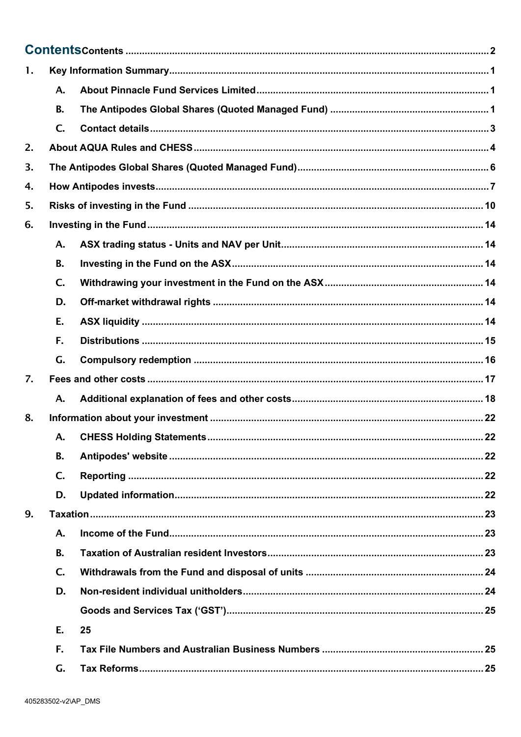# Contents

Contents .......... 2

1. Key Information Summary .......... 1
   - A. About Pinnacle Fund Services Limited .......... 1
   - B. The Antipodes Global Shares (Quoted Managed Fund) .......... 1
   - C. Contact details .......... 3
2. About AQUA Rules and CHESS .......... 4
3. The Antipodes Global Shares (Quoted Managed Fund) .......... 6
4. How Antipodes invests .......... 7
5. Risks of investing in the Fund .......... 10
6. Investing in the Fund .......... 14
   - A. ASX trading status - Units and NAV per Unit .......... 14
   - B. Investing in the Fund on the ASX .......... 14
   - C. Withdrawing your investment in the Fund on the ASX .......... 14
   - D. Off-market withdrawal rights .......... 14
   - E. ASX liquidity .......... 14
   - F. Distributions .......... 15
   - G. Compulsory redemption .......... 16
7. Fees and other costs .......... 17
   - A. Additional explanation of fees and other costs .......... 18
8. Information about your investment .......... 22
   - A. CHESS Holding Statements .......... 22
   - B. Antipodes' website .......... 22
   - C. Reporting .......... 22
   - D. Updated information .......... 22
9. Taxation .......... 23
   - A. Income of the Fund .......... 23
   - B. Taxation of Australian resident Investors .......... 23
   - C. Withdrawals from the Fund and disposal of units .......... 24
   - D. Non-resident individual unitholders .......... 24
   - Goods and Services Tax ('GST') .......... 25
   - E. 25
   - F. Tax File Numbers and Australian Business Numbers .......... 25
   - G. Tax Reforms .......... 25

405283502-v2\AP_DMS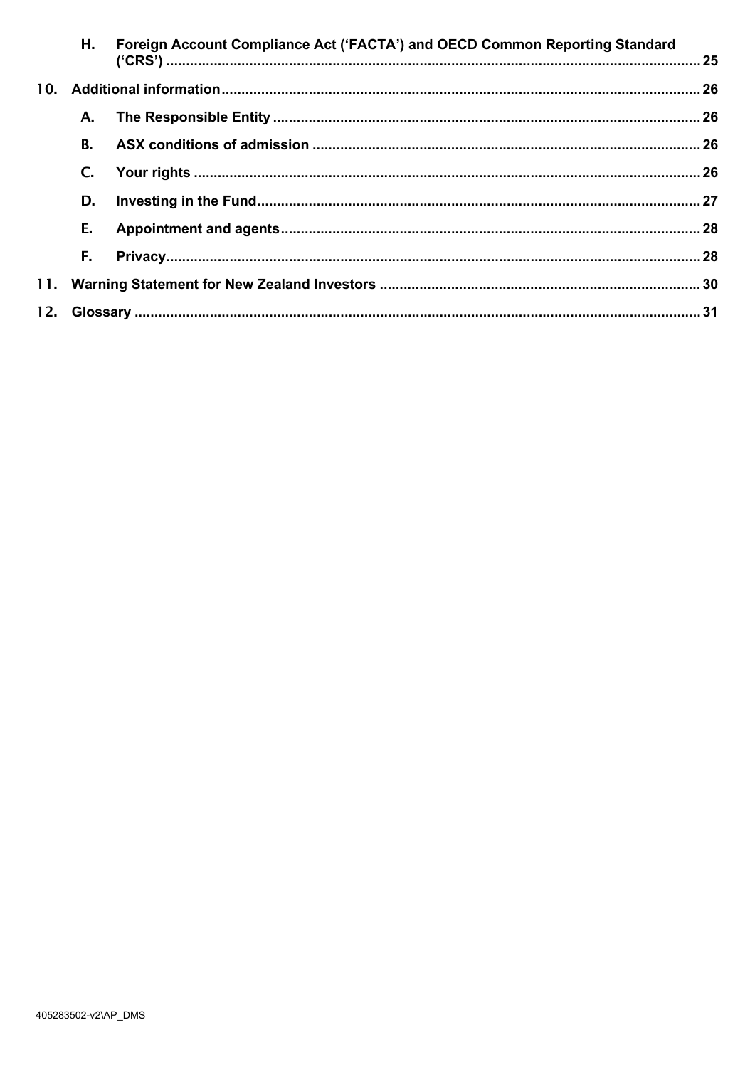H. Foreign Account Compliance Act ('FACTA') and OECD Common Reporting Standard ('CRS') ........ 25

10. Additional information ........ 26

A. The Responsible Entity ........ 26

B. ASX conditions of admission ........ 26

C. Your rights ........ 26

D. Investing in the Fund ........ 27

E. Appointment and agents ........ 28

F. Privacy ........ 28

11. Warning Statement for New Zealand Investors ........ 30

12. Glossary ........ 31

405283502-v2\AP_DMS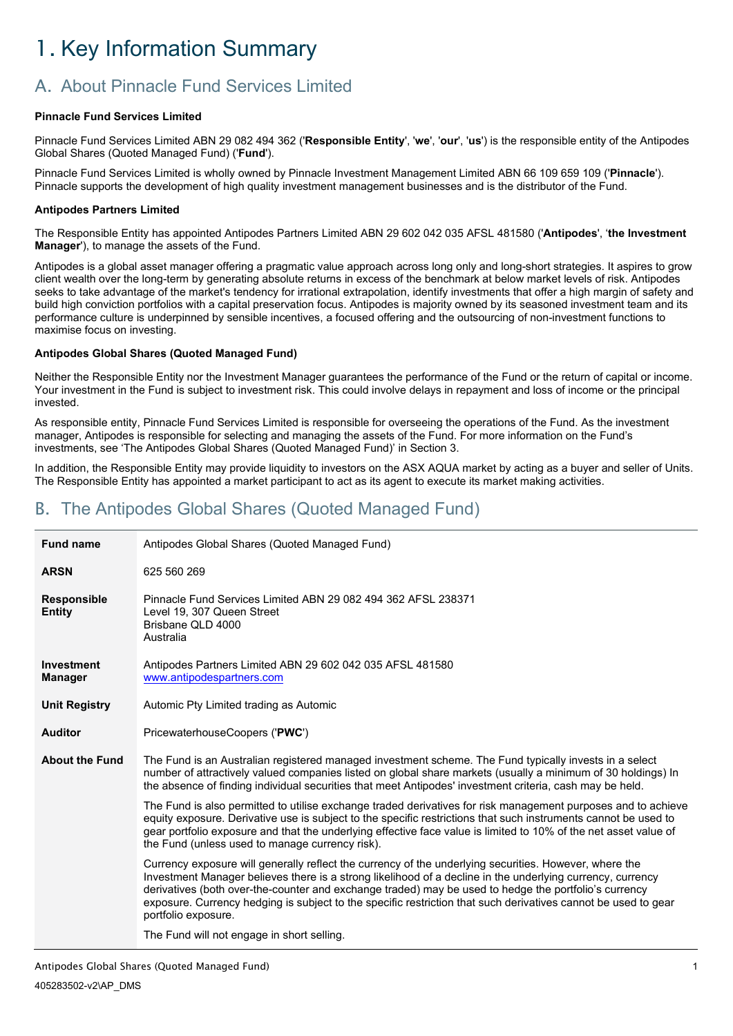# 1. Key Information Summary

## A. About Pinnacle Fund Services Limited

**Pinnacle Fund Services Limited**

Pinnacle Fund Services Limited ABN 29 082 494 362 ('**Responsible Entity**', '**we**', '**our**', '**us**') is the responsible entity of the Antipodes Global Shares (Quoted Managed Fund) ('**Fund**').

Pinnacle Fund Services Limited is wholly owned by Pinnacle Investment Management Limited ABN 66 109 659 109 ('**Pinnacle**'). Pinnacle supports the development of high quality investment management businesses and is the distributor of the Fund.

**Antipodes Partners Limited**

The Responsible Entity has appointed Antipodes Partners Limited ABN 29 602 042 035 AFSL 481580 ('**Antipodes**', '**the Investment Manager**'), to manage the assets of the Fund.

Antipodes is a global asset manager offering a pragmatic value approach across long only and long-short strategies. It aspires to grow client wealth over the long-term by generating absolute returns in excess of the benchmark at below market levels of risk. Antipodes seeks to take advantage of the market's tendency for irrational extrapolation, identify investments that offer a high margin of safety and build high conviction portfolios with a capital preservation focus. Antipodes is majority owned by its seasoned investment team and its performance culture is underpinned by sensible incentives, a focused offering and the outsourcing of non-investment functions to maximise focus on investing.

**Antipodes Global Shares (Quoted Managed Fund)**

Neither the Responsible Entity nor the Investment Manager guarantees the performance of the Fund or the return of capital or income. Your investment in the Fund is subject to investment risk. This could involve delays in repayment and loss of income or the principal invested.

As responsible entity, Pinnacle Fund Services Limited is responsible for overseeing the operations of the Fund. As the investment manager, Antipodes is responsible for selecting and managing the assets of the Fund. For more information on the Fund's investments, see 'The Antipodes Global Shares (Quoted Managed Fund)' in Section 3.

In addition, the Responsible Entity may provide liquidity to investors on the ASX AQUA market by acting as a buyer and seller of Units. The Responsible Entity has appointed a market participant to act as its agent to execute its market making activities.

## B. The Antipodes Global Shares (Quoted Managed Fund)

| | |
|---|---|
| **Fund name** | Antipodes Global Shares (Quoted Managed Fund) |
| **ARSN** | 625 560 269 |
| **Responsible Entity** | Pinnacle Fund Services Limited ABN 29 082 494 362 AFSL 238371<br>Level 19, 307 Queen Street<br>Brisbane QLD 4000<br>Australia |
| **Investment Manager** | Antipodes Partners Limited ABN 29 602 042 035 AFSL 481580<br>www.antipodespartners.com |
| **Unit Registry** | Automic Pty Limited trading as Automic |
| **Auditor** | PricewaterhouseCoopers ('**PWC**') |
| **About the Fund** | The Fund is an Australian registered managed investment scheme. The Fund typically invests in a select number of attractively valued companies listed on global share markets (usually a minimum of 30 holdings) In the absence of finding individual securities that meet Antipodes' investment criteria, cash may be held.<br><br>The Fund is also permitted to utilise exchange traded derivatives for risk management purposes and to achieve equity exposure. Derivative use is subject to the specific restrictions that such instruments cannot be used to gear portfolio exposure and that the underlying effective face value is limited to 10% of the net asset value of the Fund (unless used to manage currency risk).<br><br>Currency exposure will generally reflect the currency of the underlying securities. However, where the Investment Manager believes there is a strong likelihood of a decline in the underlying currency, currency derivatives (both over-the-counter and exchange traded) may be used to hedge the portfolio's currency exposure. Currency hedging is subject to the specific restriction that such derivatives cannot be used to gear portfolio exposure.<br><br>The Fund will not engage in short selling. |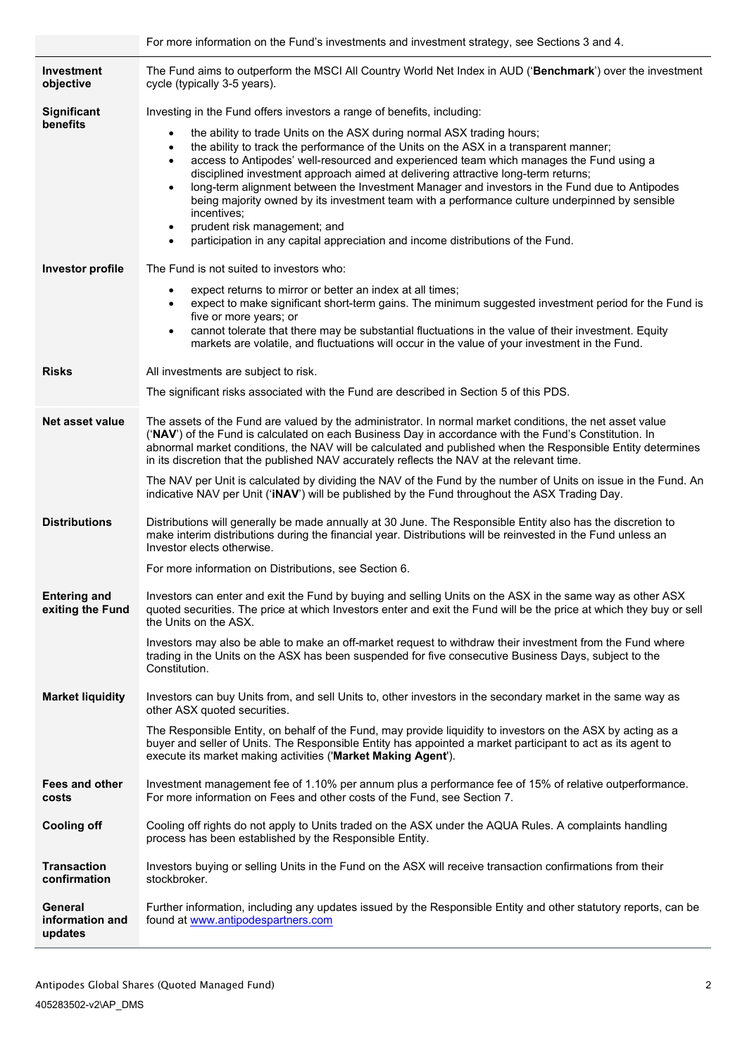| | |
|---|---|
| | For more information on the Fund's investments and investment strategy, see Sections 3 and 4. |
| **Investment objective** | The Fund aims to outperform the MSCI All Country World Net Index in AUD ('**Benchmark**') over the investment cycle (typically 3-5 years). |
| **Significant benefits** | Investing in the Fund offers investors a range of benefits, including:<br>• the ability to trade Units on the ASX during normal ASX trading hours;<br>• the ability to track the performance of the Units on the ASX in a transparent manner;<br>• access to Antipodes' well-resourced and experienced team which manages the Fund using a disciplined investment approach aimed at delivering attractive long-term returns;<br>• long-term alignment between the Investment Manager and investors in the Fund due to Antipodes being majority owned by its investment team with a performance culture underpinned by sensible incentives;<br>• prudent risk management; and<br>• participation in any capital appreciation and income distributions of the Fund. |
| **Investor profile** | The Fund is not suited to investors who:<br>• expect returns to mirror or better an index at all times;<br>• expect to make significant short-term gains. The minimum suggested investment period for the Fund is five or more years; or<br>• cannot tolerate that there may be substantial fluctuations in the value of their investment. Equity markets are volatile, and fluctuations will occur in the value of your investment in the Fund. |
| **Risks** | All investments are subject to risk.<br><br>The significant risks associated with the Fund are described in Section 5 of this PDS. |
| **Net asset value** | The assets of the Fund are valued by the administrator. In normal market conditions, the net asset value ('**NAV**') of the Fund is calculated on each Business Day in accordance with the Fund's Constitution. In abnormal market conditions, the NAV will be calculated and published when the Responsible Entity determines in its discretion that the published NAV accurately reflects the NAV at the relevant time.<br><br>The NAV per Unit is calculated by dividing the NAV of the Fund by the number of Units on issue in the Fund. An indicative NAV per Unit ('**iNAV**') will be published by the Fund throughout the ASX Trading Day. |
| **Distributions** | Distributions will generally be made annually at 30 June. The Responsible Entity also has the discretion to make interim distributions during the financial year. Distributions will be reinvested in the Fund unless an Investor elects otherwise.<br><br>For more information on Distributions, see Section 6. |
| **Entering and exiting the Fund** | Investors can enter and exit the Fund by buying and selling Units on the ASX in the same way as other ASX quoted securities. The price at which Investors enter and exit the Fund will be the price at which they buy or sell the Units on the ASX.<br><br>Investors may also be able to make an off-market request to withdraw their investment from the Fund where trading in the Units on the ASX has been suspended for five consecutive Business Days, subject to the Constitution. |
| **Market liquidity** | Investors can buy Units from, and sell Units to, other investors in the secondary market in the same way as other ASX quoted securities.<br><br>The Responsible Entity, on behalf of the Fund, may provide liquidity to investors on the ASX by acting as a buyer and seller of Units. The Responsible Entity has appointed a market participant to act as its agent to execute its market making activities ('**Market Making Agent**'). |
| **Fees and other costs** | Investment management fee of 1.10% per annum plus a performance fee of 15% of relative outperformance. For more information on Fees and other costs of the Fund, see Section 7. |
| **Cooling off** | Cooling off rights do not apply to Units traded on the ASX under the AQUA Rules. A complaints handling process has been established by the Responsible Entity. |
| **Transaction confirmation** | Investors buying or selling Units in the Fund on the ASX will receive transaction confirmations from their stockbroker. |
| **General information and updates** | Further information, including any updates issued by the Responsible Entity and other statutory reports, can be found at www.antipodespartners.com |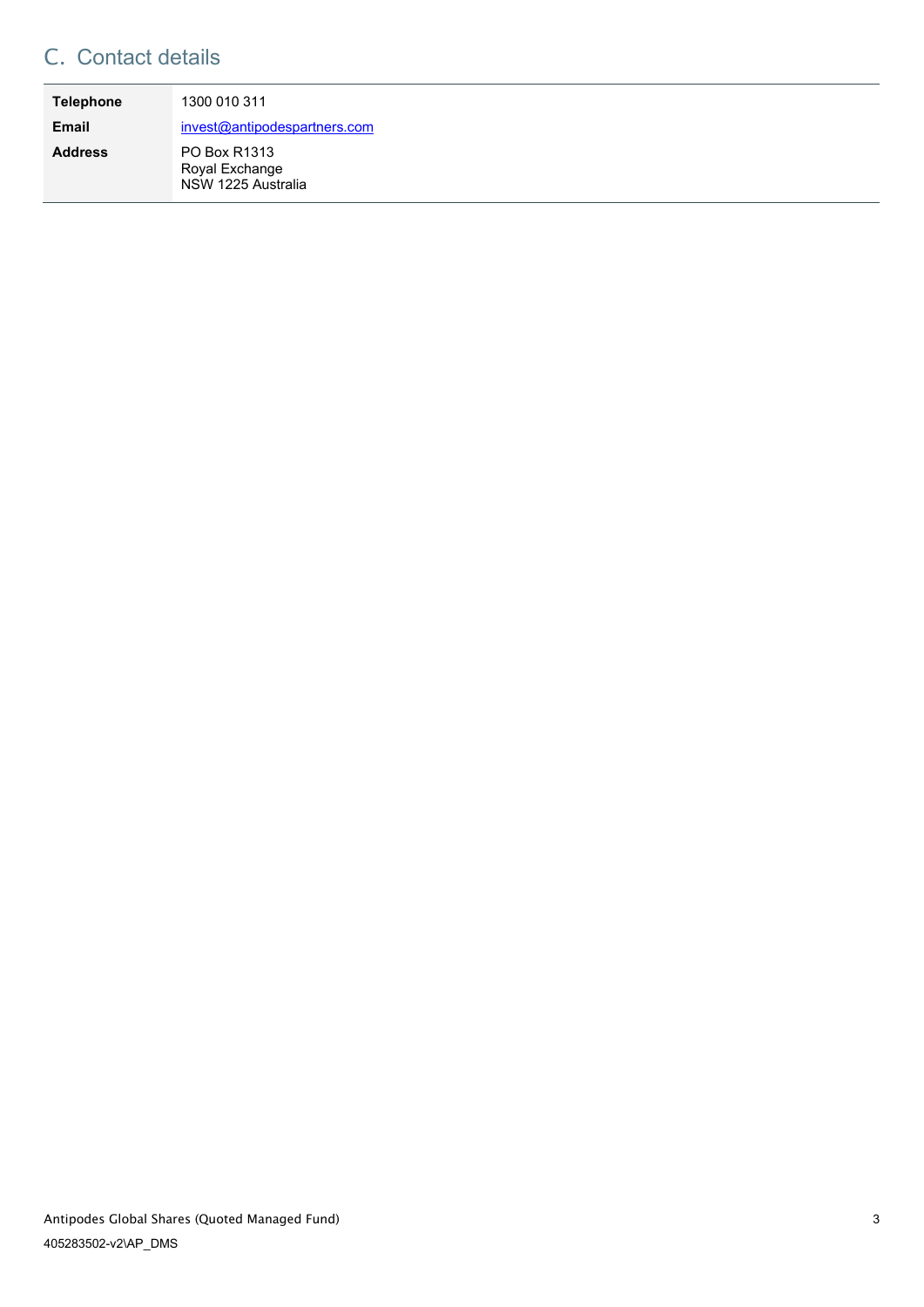## C. Contact details

| | |
|---|---|
| **Telephone** | 1300 010 311 |
| **Email** | invest@antipodespartners.com |
| **Address** | PO Box R1313<br>Royal Exchange<br>NSW 1225 Australia |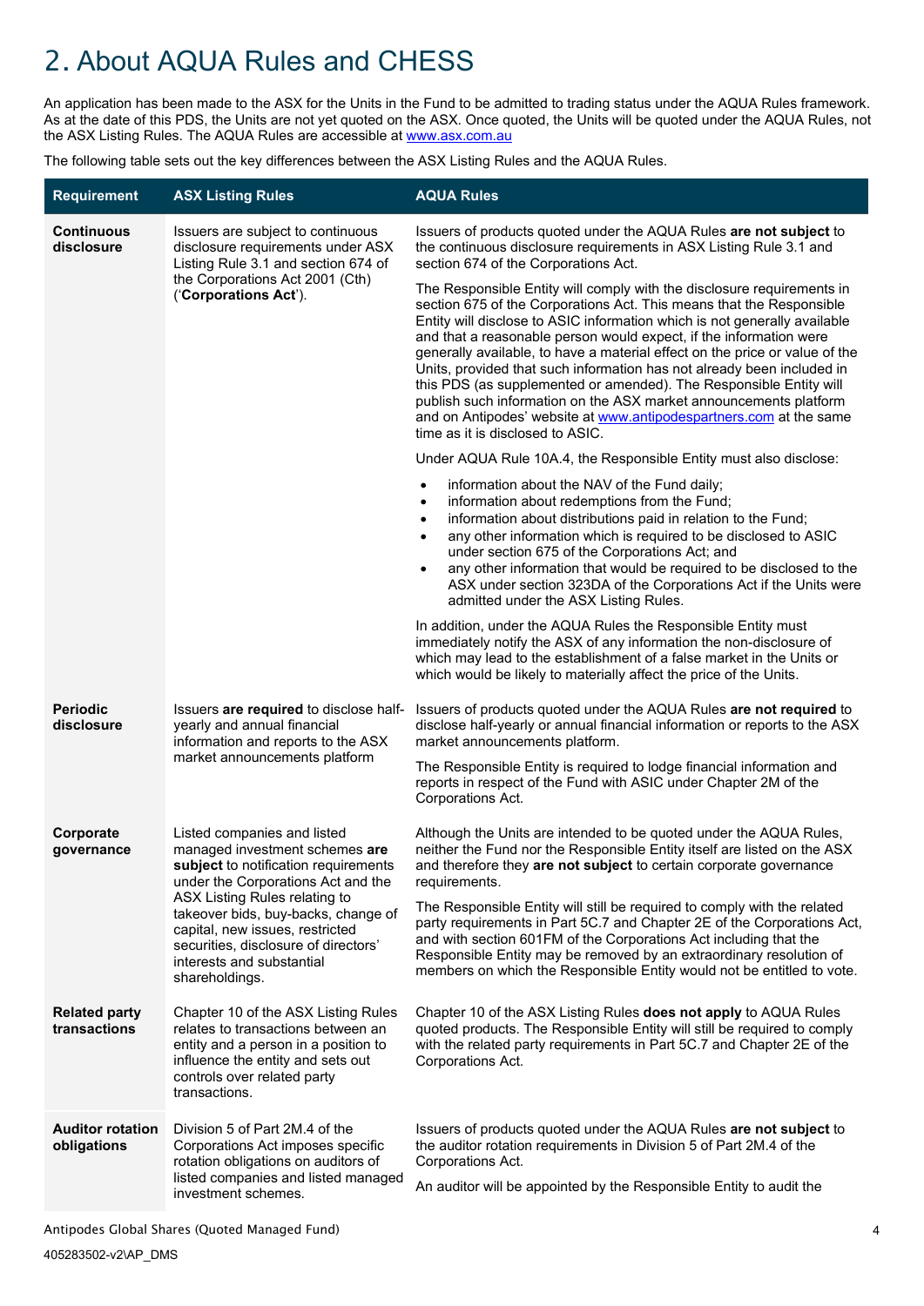# 2. About AQUA Rules and CHESS

An application has been made to the ASX for the Units in the Fund to be admitted to trading status under the AQUA Rules framework. As at the date of this PDS, the Units are not yet quoted on the ASX. Once quoted, the Units will be quoted under the AQUA Rules, not the ASX Listing Rules. The AQUA Rules are accessible at www.asx.com.au

The following table sets out the key differences between the ASX Listing Rules and the AQUA Rules.

| Requirement | ASX Listing Rules | AQUA Rules |
|---|---|---|
| **Continuous disclosure** | Issuers are subject to continuous disclosure requirements under ASX Listing Rule 3.1 and section 674 of the Corporations Act 2001 (Cth) ('**Corporations Act**'). | Issuers of products quoted under the AQUA Rules **are not subject** to the continuous disclosure requirements in ASX Listing Rule 3.1 and section 674 of the Corporations Act.<br><br>The Responsible Entity will comply with the disclosure requirements in section 675 of the Corporations Act. This means that the Responsible Entity will disclose to ASIC information which is not generally available and that a reasonable person would expect, if the information were generally available, to have a material effect on the price or value of the Units, provided that such information has not already been included in this PDS (as supplemented or amended). The Responsible Entity will publish such information on the ASX market announcements platform and on Antipodes' website at www.antipodespartners.com at the same time as it is disclosed to ASIC.<br><br>Under AQUA Rule 10A.4, the Responsible Entity must also disclose:<br>• information about the NAV of the Fund daily;<br>• information about redemptions from the Fund;<br>• information about distributions paid in relation to the Fund;<br>• any other information which is required to be disclosed to ASIC under section 675 of the Corporations Act; and<br>• any other information that would be required to be disclosed to the ASX under section 323DA of the Corporations Act if the Units were admitted under the ASX Listing Rules.<br><br>In addition, under the AQUA Rules the Responsible Entity must immediately notify the ASX of any information the non-disclosure of which may lead to the establishment of a false market in the Units or which would be likely to materially affect the price of the Units. |
| **Periodic disclosure** | Issuers **are required** to disclose half-yearly and annual financial information and reports to the ASX market announcements platform | Issuers of products quoted under the AQUA Rules **are not required** to disclose half-yearly or annual financial information or reports to the ASX market announcements platform.<br><br>The Responsible Entity is required to lodge financial information and reports in respect of the Fund with ASIC under Chapter 2M of the Corporations Act. |
| **Corporate governance** | Listed companies and listed managed investment schemes **are subject** to notification requirements under the Corporations Act and the ASX Listing Rules relating to takeover bids, buy-backs, change of capital, new issues, restricted securities, disclosure of directors' interests and substantial shareholdings. | Although the Units are intended to be quoted under the AQUA Rules, neither the Fund nor the Responsible Entity itself are listed on the ASX and therefore they **are not subject** to certain corporate governance requirements.<br><br>The Responsible Entity will still be required to comply with the related party requirements in Part 5C.7 and Chapter 2E of the Corporations Act, and with section 601FM of the Corporations Act including that the Responsible Entity may be removed by an extraordinary resolution of members on which the Responsible Entity would not be entitled to vote. |
| **Related party transactions** | Chapter 10 of the ASX Listing Rules relates to transactions between an entity and a person in a position to influence the entity and sets out controls over related party transactions. | Chapter 10 of the ASX Listing Rules **does not apply** to AQUA Rules quoted products. The Responsible Entity will still be required to comply with the related party requirements in Part 5C.7 and Chapter 2E of the Corporations Act. |
| **Auditor rotation obligations** | Division 5 of Part 2M.4 of the Corporations Act imposes specific rotation obligations on auditors of listed companies and listed managed investment schemes. | Issuers of products quoted under the AQUA Rules **are not subject** to the auditor rotation requirements in Division 5 of Part 2M.4 of the Corporations Act.<br><br>An auditor will be appointed by the Responsible Entity to audit the |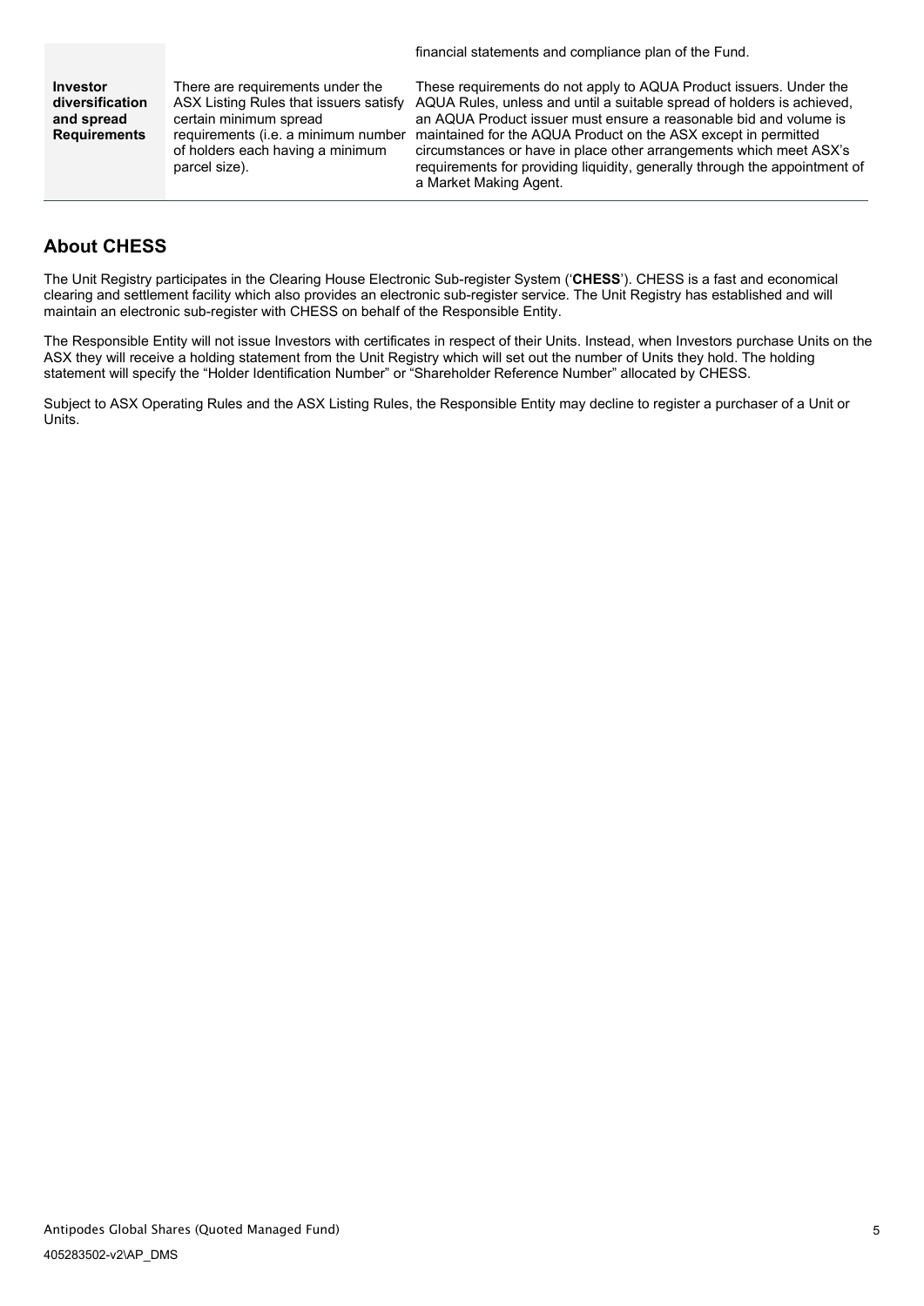| | | |
|---|---|---|
| | | financial statements and compliance plan of the Fund. |
| **Investor diversification and spread Requirements** | There are requirements under the ASX Listing Rules that issuers satisfy certain minimum spread requirements (i.e. a minimum number of holders each having a minimum parcel size). | These requirements do not apply to AQUA Product issuers. Under the AQUA Rules, unless and until a suitable spread of holders is achieved, an AQUA Product issuer must ensure a reasonable bid and volume is maintained for the AQUA Product on the ASX except in permitted circumstances or have in place other arrangements which meet ASX's requirements for providing liquidity, generally through the appointment of a Market Making Agent. |

## About CHESS

The Unit Registry participates in the Clearing House Electronic Sub-register System ('**CHESS**'). CHESS is a fast and economical clearing and settlement facility which also provides an electronic sub-register service. The Unit Registry has established and will maintain an electronic sub-register with CHESS on behalf of the Responsible Entity.

The Responsible Entity will not issue Investors with certificates in respect of their Units. Instead, when Investors purchase Units on the ASX they will receive a holding statement from the Unit Registry which will set out the number of Units they hold. The holding statement will specify the "Holder Identification Number" or "Shareholder Reference Number" allocated by CHESS.

Subject to ASX Operating Rules and the ASX Listing Rules, the Responsible Entity may decline to register a purchaser of a Unit or Units.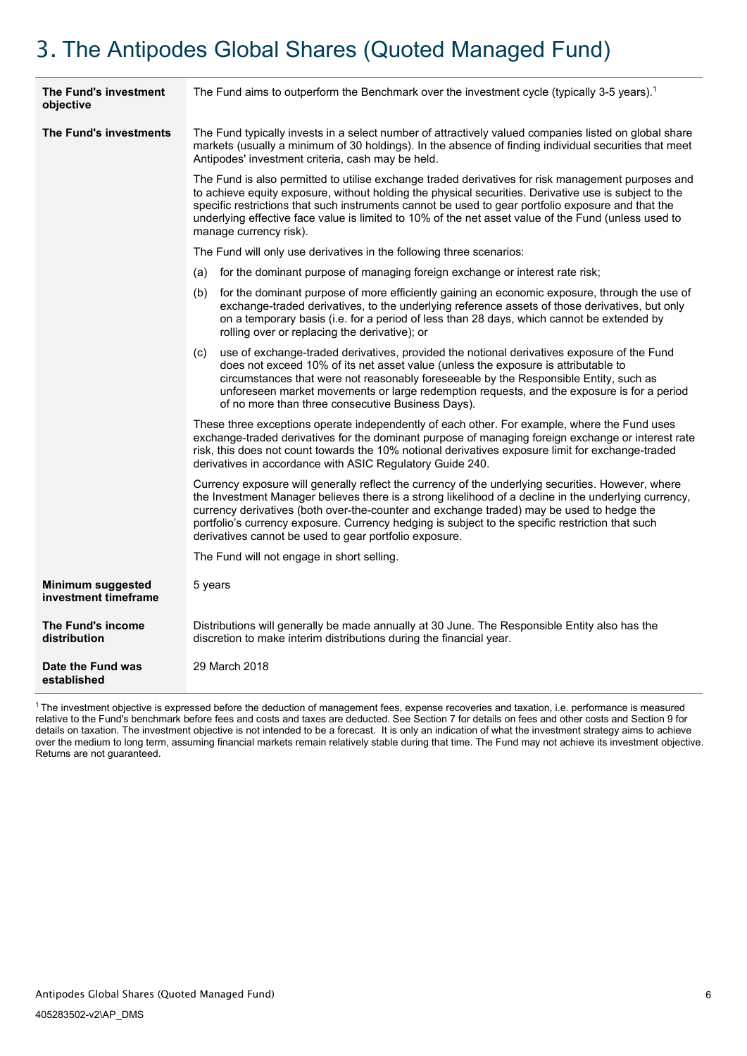# 3. The Antipodes Global Shares (Quoted Managed Fund)

| | |
|---|---|
| **The Fund's investment objective** | The Fund aims to outperform the Benchmark over the investment cycle (typically 3-5 years).[1] |
| **The Fund's investments** | The Fund typically invests in a select number of attractively valued companies listed on global share markets (usually a minimum of 30 holdings). In the absence of finding individual securities that meet Antipodes' investment criteria, cash may be held.<br><br>The Fund is also permitted to utilise exchange traded derivatives for risk management purposes and to achieve equity exposure, without holding the physical securities. Derivative use is subject to the specific restrictions that such instruments cannot be used to gear portfolio exposure and that the underlying effective face value is limited to 10% of the net asset value of the Fund (unless used to manage currency risk).<br><br>The Fund will only use derivatives in the following three scenarios:<br><br>(a) for the dominant purpose of managing foreign exchange or interest rate risk;<br><br>(b) for the dominant purpose of more efficiently gaining an economic exposure, through the use of exchange-traded derivatives, to the underlying reference assets of those derivatives, but only on a temporary basis (i.e. for a period of less than 28 days, which cannot be extended by rolling over or replacing the derivative); or<br><br>(c) use of exchange-traded derivatives, provided the notional derivatives exposure of the Fund does not exceed 10% of its net asset value (unless the exposure is attributable to circumstances that were not reasonably foreseeable by the Responsible Entity, such as unforeseen market movements or large redemption requests, and the exposure is for a period of no more than three consecutive Business Days).<br><br>These three exceptions operate independently of each other. For example, where the Fund uses exchange-traded derivatives for the dominant purpose of managing foreign exchange or interest rate risk, this does not count towards the 10% notional derivatives exposure limit for exchange-traded derivatives in accordance with ASIC Regulatory Guide 240.<br><br>Currency exposure will generally reflect the currency of the underlying securities. However, where the Investment Manager believes there is a strong likelihood of a decline in the underlying currency, currency derivatives (both over-the-counter and exchange traded) may be used to hedge the portfolio's currency exposure. Currency hedging is subject to the specific restriction that such derivatives cannot be used to gear portfolio exposure.<br><br>The Fund will not engage in short selling. |
| **Minimum suggested investment timeframe** | 5 years |
| **The Fund's income distribution** | Distributions will generally be made annually at 30 June. The Responsible Entity also has the discretion to make interim distributions during the financial year. |
| **Date the Fund was established** | 29 March 2018 |

[1] The investment objective is expressed before the deduction of management fees, expense recoveries and taxation, i.e. performance is measured relative to the Fund's benchmark before fees and costs and taxes are deducted. See Section 7 for details on fees and other costs and Section 9 for details on taxation. The investment objective is not intended to be a forecast. It is only an indication of what the investment strategy aims to achieve over the medium to long term, assuming financial markets remain relatively stable during that time. The Fund may not achieve its investment objective. Returns are not guaranteed.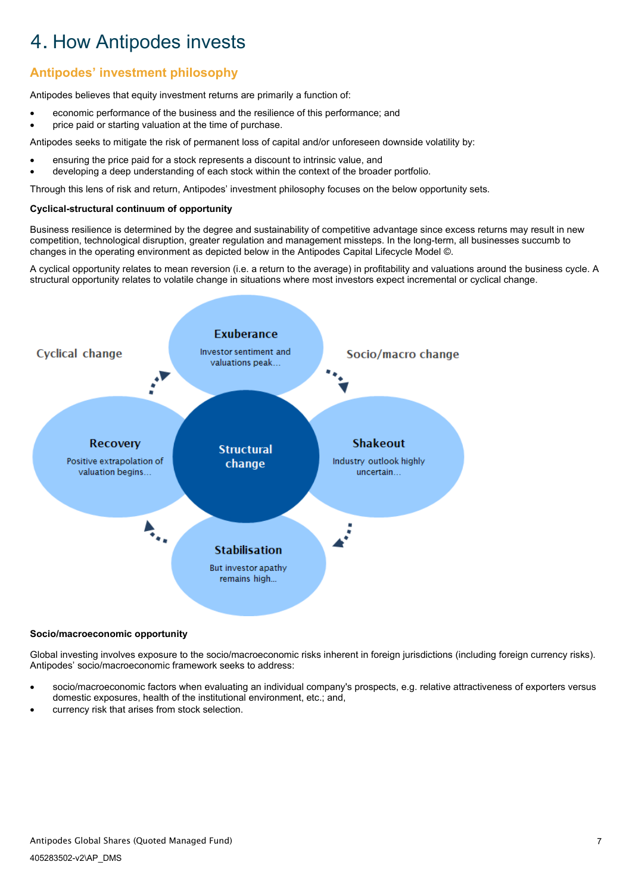// Apologies — reconsidering the diagram: no images were detected, so its text labels are transcribed as text.
# 4. How Antipodes invests

## Antipodes' investment philosophy

Antipodes believes that equity investment returns are primarily a function of:

- economic performance of the business and the resilience of this performance; and
- price paid or starting valuation at the time of purchase.

Antipodes seeks to mitigate the risk of permanent loss of capital and/or unforeseen downside volatility by:

- ensuring the price paid for a stock represents a discount to intrinsic value, and
- developing a deep understanding of each stock within the context of the broader portfolio.

Through this lens of risk and return, Antipodes' investment philosophy focuses on the below opportunity sets.

**Cyclical-structural continuum of opportunity**

Business resilience is determined by the degree and sustainability of competitive advantage since excess returns may result in new competition, technological disruption, greater regulation and management missteps. In the long-term, all businesses succumb to changes in the operating environment as depicted below in the Antipodes Capital Lifecycle Model ©.

A cyclical opportunity relates to mean reversion (i.e. a return to the average) in profitability and valuations around the business cycle. A structural opportunity relates to volatile change in situations where most investors expect incremental or cyclical change.

Cyclical change

Exuberance
Investor sentiment and valuations peak…

Socio/macro change

Recovery
Positive extrapolation of valuation begins…

Structural change

Shakeout
Industry outlook highly uncertain…

Stabilisation
But investor apathy remains high…

**Socio/macroeconomic opportunity**

Global investing involves exposure to the socio/macroeconomic risks inherent in foreign jurisdictions (including foreign currency risks). Antipodes' socio/macroeconomic framework seeks to address:

- socio/macroeconomic factors when evaluating an individual company's prospects, e.g. relative attractiveness of exporters versus domestic exposures, health of the institutional environment, etc.; and,
- currency risk that arises from stock selection.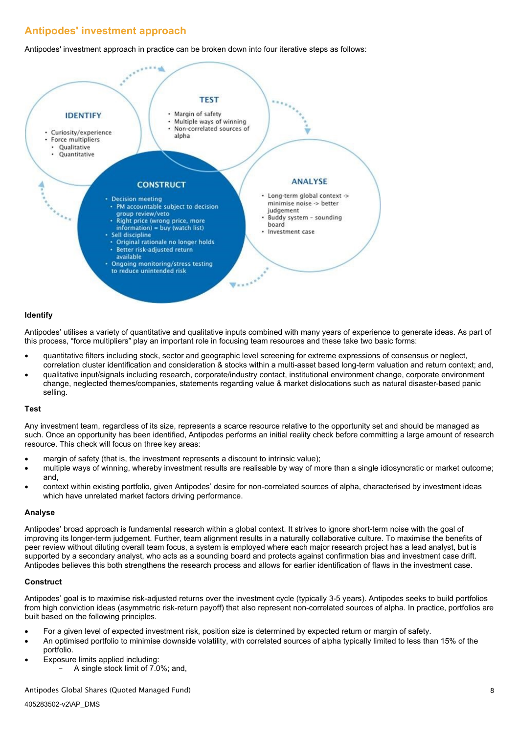## Antipodes' investment approach

Antipodes' investment approach in practice can be broken down into four iterative steps as follows:

**IDENTIFY**
- Curiosity/experience
- Force multipliers
  - Qualitative
  - Quantitative

**TEST**
- Margin of safety
- Multiple ways of winning
- Non-correlated sources of alpha

**ANALYSE**
- Long-term global context -> minimise noise -> better judgement
- Buddy system – sounding board
- Investment case

**CONSTRUCT**
- Decision meeting
  - PM accountable subject to decision group review/veto
  - Right price (wrong price, more information) = buy (watch list)
- Sell discipline
  - Original rationale no longer holds
  - Better risk-adjusted return available
- Ongoing monitoring/stress testing to reduce unintended risk

### Identify

Antipodes' utilises a variety of quantitative and qualitative inputs combined with many years of experience to generate ideas. As part of this process, "force multipliers" play an important role in focusing team resources and these take two basic forms:

- quantitative filters including stock, sector and geographic level screening for extreme expressions of consensus or neglect, correlation cluster identification and consideration & stocks within a multi-asset based long-term valuation and return context; and,
- qualitative input/signals including research, corporate/industry contact, institutional environment change, corporate environment change, neglected themes/companies, statements regarding value & market dislocations such as natural disaster-based panic selling.

### Test

Any investment team, regardless of its size, represents a scarce resource relative to the opportunity set and should be managed as such. Once an opportunity has been identified, Antipodes performs an initial reality check before committing a large amount of research resource. This check will focus on three key areas:

- margin of safety (that is, the investment represents a discount to intrinsic value);
- multiple ways of winning, whereby investment results are realisable by way of more than a single idiosyncratic or market outcome; and,
- context within existing portfolio, given Antipodes' desire for non-correlated sources of alpha, characterised by investment ideas which have unrelated market factors driving performance.

### Analyse

Antipodes' broad approach is fundamental research within a global context. It strives to ignore short-term noise with the goal of improving its longer-term judgement. Further, team alignment results in a naturally collaborative culture. To maximise the benefits of peer review without diluting overall team focus, a system is employed where each major research project has a lead analyst, but is supported by a secondary analyst, who acts as a sounding board and protects against confirmation bias and investment case drift. Antipodes believes this both strengthens the research process and allows for earlier identification of flaws in the investment case.

### Construct

Antipodes' goal is to maximise risk-adjusted returns over the investment cycle (typically 3-5 years). Antipodes seeks to build portfolios from high conviction ideas (asymmetric risk-return payoff) that also represent non-correlated sources of alpha. In practice, portfolios are built based on the following principles.

- For a given level of expected investment risk, position size is determined by expected return or margin of safety.
- An optimised portfolio to minimise downside volatility, with correlated sources of alpha typically limited to less than 15% of the portfolio.
- Exposure limits applied including:
  - A single stock limit of 7.0%; and,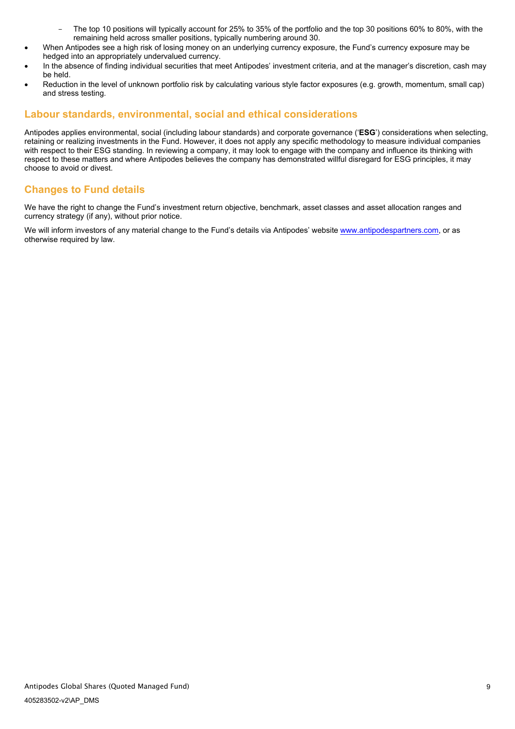- The top 10 positions will typically account for 25% to 35% of the portfolio and the top 30 positions 60% to 80%, with the remaining held across smaller positions, typically numbering around 30.
- When Antipodes see a high risk of losing money on an underlying currency exposure, the Fund's currency exposure may be hedged into an appropriately undervalued currency.
- In the absence of finding individual securities that meet Antipodes' investment criteria, and at the manager's discretion, cash may be held.
- Reduction in the level of unknown portfolio risk by calculating various style factor exposures (e.g. growth, momentum, small cap) and stress testing.

## Labour standards, environmental, social and ethical considerations

Antipodes applies environmental, social (including labour standards) and corporate governance ('**ESG**') considerations when selecting, retaining or realizing investments in the Fund. However, it does not apply any specific methodology to measure individual companies with respect to their ESG standing. In reviewing a company, it may look to engage with the company and influence its thinking with respect to these matters and where Antipodes believes the company has demonstrated willful disregard for ESG principles, it may choose to avoid or divest.

## Changes to Fund details

We have the right to change the Fund's investment return objective, benchmark, asset classes and asset allocation ranges and currency strategy (if any), without prior notice.

We will inform investors of any material change to the Fund's details via Antipodes' website www.antipodespartners.com, or as otherwise required by law.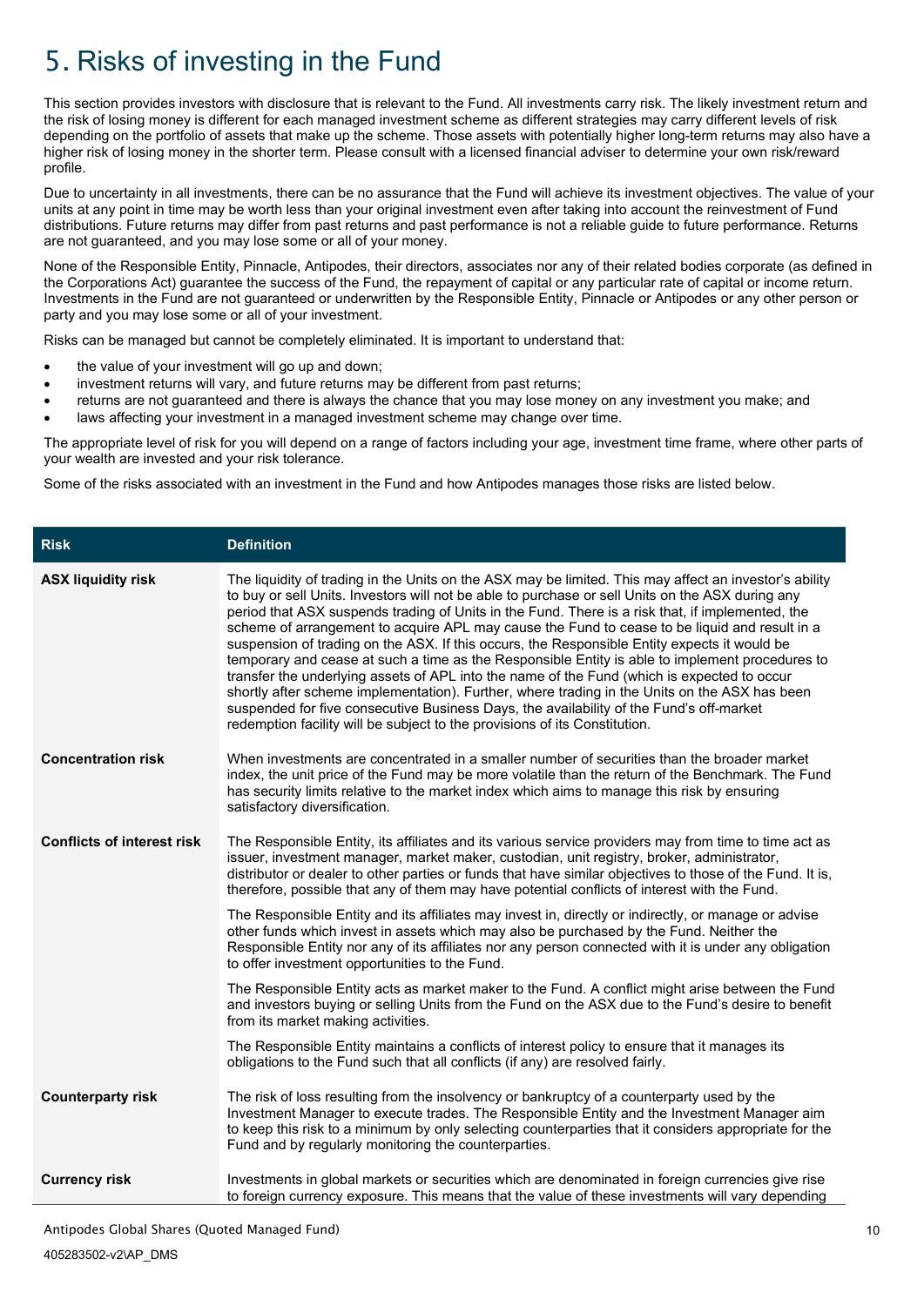# 5. Risks of investing in the Fund

This section provides investors with disclosure that is relevant to the Fund. All investments carry risk. The likely investment return and the risk of losing money is different for each managed investment scheme as different strategies may carry different levels of risk depending on the portfolio of assets that make up the scheme. Those assets with potentially higher long-term returns may also have a higher risk of losing money in the shorter term. Please consult with a licensed financial adviser to determine your own risk/reward profile.

Due to uncertainty in all investments, there can be no assurance that the Fund will achieve its investment objectives. The value of your units at any point in time may be worth less than your original investment even after taking into account the reinvestment of Fund distributions. Future returns may differ from past returns and past performance is not a reliable guide to future performance. Returns are not guaranteed, and you may lose some or all of your money.

None of the Responsible Entity, Pinnacle, Antipodes, their directors, associates nor any of their related bodies corporate (as defined in the Corporations Act) guarantee the success of the Fund, the repayment of capital or any particular rate of capital or income return. Investments in the Fund are not guaranteed or underwritten by the Responsible Entity, Pinnacle or Antipodes or any other person or party and you may lose some or all of your investment.

Risks can be managed but cannot be completely eliminated. It is important to understand that:

- the value of your investment will go up and down;
- investment returns will vary, and future returns may be different from past returns;
- returns are not guaranteed and there is always the chance that you may lose money on any investment you make; and
- laws affecting your investment in a managed investment scheme may change over time.

The appropriate level of risk for you will depend on a range of factors including your age, investment time frame, where other parts of your wealth are invested and your risk tolerance.

Some of the risks associated with an investment in the Fund and how Antipodes manages those risks are listed below.

| Risk | Definition |
|---|---|
| **ASX liquidity risk** | The liquidity of trading in the Units on the ASX may be limited. This may affect an investor's ability to buy or sell Units. Investors will not be able to purchase or sell Units on the ASX during any period that ASX suspends trading of Units in the Fund. There is a risk that, if implemented, the scheme of arrangement to acquire APL may cause the Fund to cease to be liquid and result in a suspension of trading on the ASX. If this occurs, the Responsible Entity expects it would be temporary and cease at such a time as the Responsible Entity is able to implement procedures to transfer the underlying assets of APL into the name of the Fund (which is expected to occur shortly after scheme implementation). Further, where trading in the Units on the ASX has been suspended for five consecutive Business Days, the availability of the Fund's off-market redemption facility will be subject to the provisions of its Constitution. |
| **Concentration risk** | When investments are concentrated in a smaller number of securities than the broader market index, the unit price of the Fund may be more volatile than the return of the Benchmark. The Fund has security limits relative to the market index which aims to manage this risk by ensuring satisfactory diversification. |
| **Conflicts of interest risk** | The Responsible Entity, its affiliates and its various service providers may from time to time act as issuer, investment manager, market maker, custodian, unit registry, broker, administrator, distributor or dealer to other parties or funds that have similar objectives to those of the Fund. It is, therefore, possible that any of them may have potential conflicts of interest with the Fund.<br><br>The Responsible Entity and its affiliates may invest in, directly or indirectly, or manage or advise other funds which invest in assets which may also be purchased by the Fund. Neither the Responsible Entity nor any of its affiliates nor any person connected with it is under any obligation to offer investment opportunities to the Fund.<br><br>The Responsible Entity acts as market maker to the Fund. A conflict might arise between the Fund and investors buying or selling Units from the Fund on the ASX due to the Fund's desire to benefit from its market making activities.<br><br>The Responsible Entity maintains a conflicts of interest policy to ensure that it manages its obligations to the Fund such that all conflicts (if any) are resolved fairly. |
| **Counterparty risk** | The risk of loss resulting from the insolvency or bankruptcy of a counterparty used by the Investment Manager to execute trades. The Responsible Entity and the Investment Manager aim to keep this risk to a minimum by only selecting counterparties that it considers appropriate for the Fund and by regularly monitoring the counterparties. |
| **Currency risk** | Investments in global markets or securities which are denominated in foreign currencies give rise to foreign currency exposure. This means that the value of these investments will vary depending |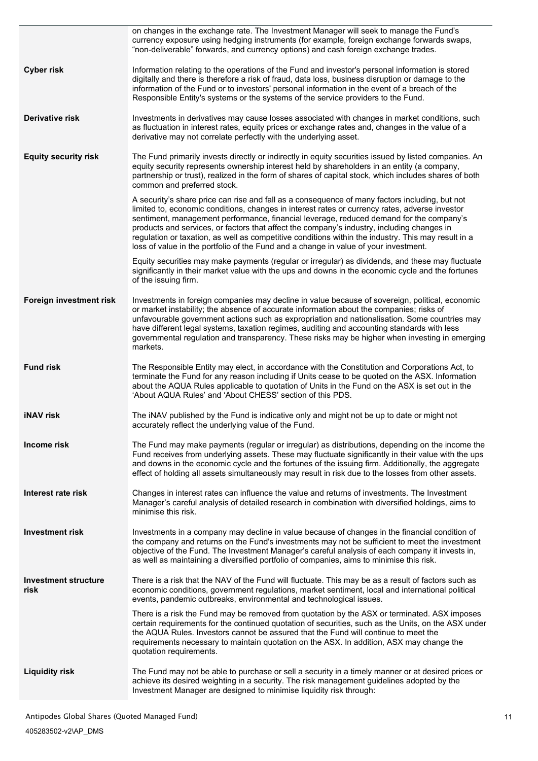| | |
|---|---|
| | on changes in the exchange rate. The Investment Manager will seek to manage the Fund's currency exposure using hedging instruments (for example, foreign exchange forwards swaps, "non-deliverable" forwards, and currency options) and cash foreign exchange trades. |
| **Cyber risk** | Information relating to the operations of the Fund and investor's personal information is stored digitally and there is therefore a risk of fraud, data loss, business disruption or damage to the information of the Fund or to investors' personal information in the event of a breach of the Responsible Entity's systems or the systems of the service providers to the Fund. |
| **Derivative risk** | Investments in derivatives may cause losses associated with changes in market conditions, such as fluctuation in interest rates, equity prices or exchange rates and, changes in the value of a derivative may not correlate perfectly with the underlying asset. |
| **Equity security risk** | The Fund primarily invests directly or indirectly in equity securities issued by listed companies. An equity security represents ownership interest held by shareholders in an entity (a company, partnership or trust), realized in the form of shares of capital stock, which includes shares of both common and preferred stock.<br><br>A security's share price can rise and fall as a consequence of many factors including, but not limited to, economic conditions, changes in interest rates or currency rates, adverse investor sentiment, management performance, financial leverage, reduced demand for the company's products and services, or factors that affect the company's industry, including changes in regulation or taxation, as well as competitive conditions within the industry. This may result in a loss of value in the portfolio of the Fund and a change in value of your investment.<br><br>Equity securities may make payments (regular or irregular) as dividends, and these may fluctuate significantly in their market value with the ups and downs in the economic cycle and the fortunes of the issuing firm. |
| **Foreign investment risk** | Investments in foreign companies may decline in value because of sovereign, political, economic or market instability; the absence of accurate information about the companies; risks of unfavourable government actions such as expropriation and nationalisation. Some countries may have different legal systems, taxation regimes, auditing and accounting standards with less governmental regulation and transparency. These risks may be higher when investing in emerging markets. |
| **Fund risk** | The Responsible Entity may elect, in accordance with the Constitution and Corporations Act, to terminate the Fund for any reason including if Units cease to be quoted on the ASX. Information about the AQUA Rules applicable to quotation of Units in the Fund on the ASX is set out in the 'About AQUA Rules' and 'About CHESS' section of this PDS. |
| **iNAV risk** | The iNAV published by the Fund is indicative only and might not be up to date or might not accurately reflect the underlying value of the Fund. |
| **Income risk** | The Fund may make payments (regular or irregular) as distributions, depending on the income the Fund receives from underlying assets. These may fluctuate significantly in their value with the ups and downs in the economic cycle and the fortunes of the issuing firm. Additionally, the aggregate effect of holding all assets simultaneously may result in risk due to the losses from other assets. |
| **Interest rate risk** | Changes in interest rates can influence the value and returns of investments. The Investment Manager's careful analysis of detailed research in combination with diversified holdings, aims to minimise this risk. |
| **Investment risk** | Investments in a company may decline in value because of changes in the financial condition of the company and returns on the Fund's investments may not be sufficient to meet the investment objective of the Fund. The Investment Manager's careful analysis of each company it invests in, as well as maintaining a diversified portfolio of companies, aims to minimise this risk. |
| **Investment structure risk** | There is a risk that the NAV of the Fund will fluctuate. This may be as a result of factors such as economic conditions, government regulations, market sentiment, local and international political events, pandemic outbreaks, environmental and technological issues.<br><br>There is a risk the Fund may be removed from quotation by the ASX or terminated. ASX imposes certain requirements for the continued quotation of securities, such as the Units, on the ASX under the AQUA Rules. Investors cannot be assured that the Fund will continue to meet the requirements necessary to maintain quotation on the ASX. In addition, ASX may change the quotation requirements. |
| **Liquidity risk** | The Fund may not be able to purchase or sell a security in a timely manner or at desired prices or achieve its desired weighting in a security. The risk management guidelines adopted by the Investment Manager are designed to minimise liquidity risk through: |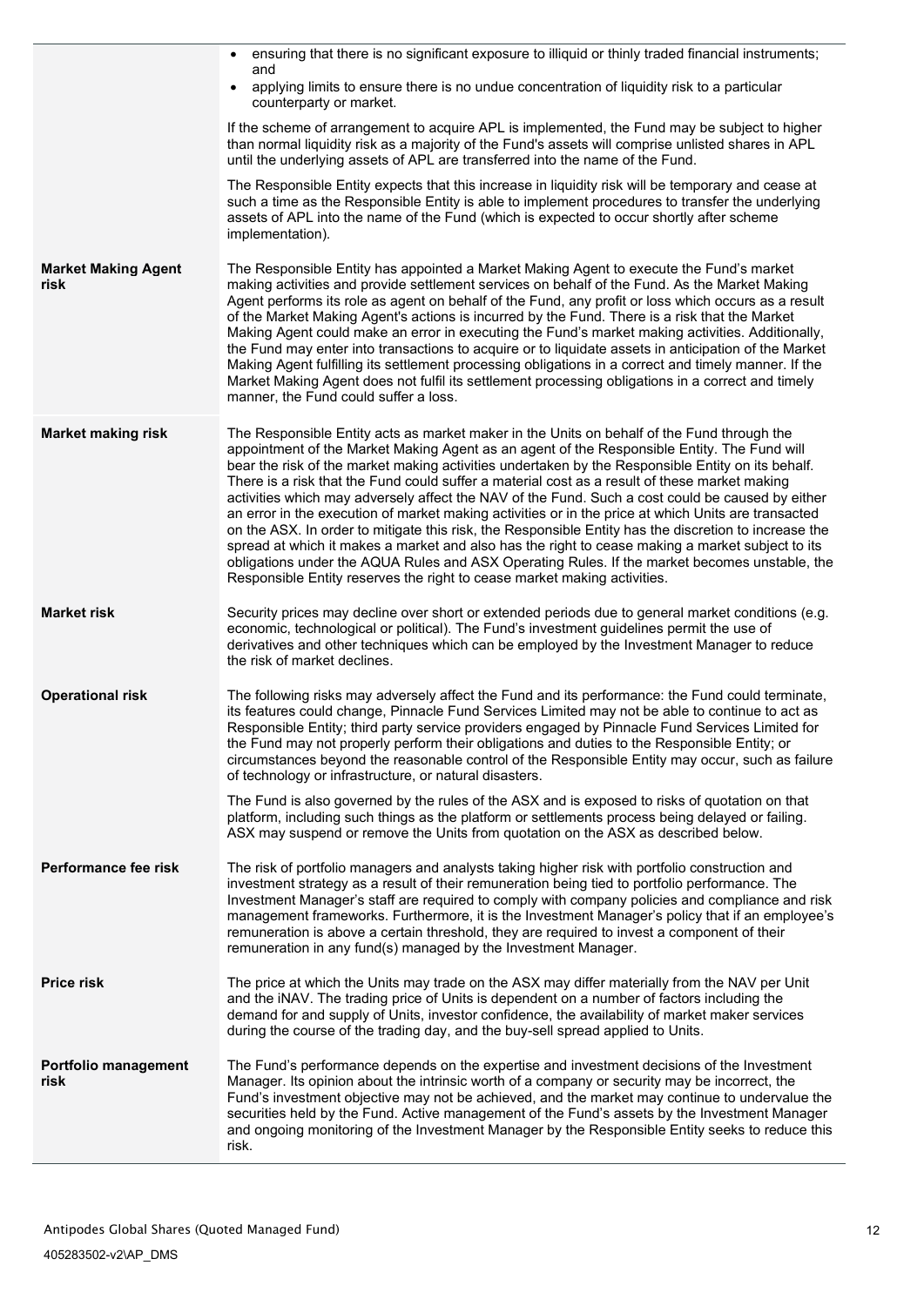| | |
|---|---|
| | • ensuring that there is no significant exposure to illiquid or thinly traded financial instruments; and<br>• applying limits to ensure there is no undue concentration of liquidity risk to a particular counterparty or market.<br><br>If the scheme of arrangement to acquire APL is implemented, the Fund may be subject to higher than normal liquidity risk as a majority of the Fund's assets will comprise unlisted shares in APL until the underlying assets of APL are transferred into the name of the Fund.<br><br>The Responsible Entity expects that this increase in liquidity risk will be temporary and cease at such a time as the Responsible Entity is able to implement procedures to transfer the underlying assets of APL into the name of the Fund (which is expected to occur shortly after scheme implementation). |
| **Market Making Agent risk** | The Responsible Entity has appointed a Market Making Agent to execute the Fund's market making activities and provide settlement services on behalf of the Fund. As the Market Making Agent performs its role as agent on behalf of the Fund, any profit or loss which occurs as a result of the Market Making Agent's actions is incurred by the Fund. There is a risk that the Market Making Agent could make an error in executing the Fund's market making activities. Additionally, the Fund may enter into transactions to acquire or to liquidate assets in anticipation of the Market Making Agent fulfilling its settlement processing obligations in a correct and timely manner. If the Market Making Agent does not fulfil its settlement processing obligations in a correct and timely manner, the Fund could suffer a loss. |
| **Market making risk** | The Responsible Entity acts as market maker in the Units on behalf of the Fund through the appointment of the Market Making Agent as an agent of the Responsible Entity. The Fund will bear the risk of the market making activities undertaken by the Responsible Entity on its behalf. There is a risk that the Fund could suffer a material cost as a result of these market making activities which may adversely affect the NAV of the Fund. Such a cost could be caused by either an error in the execution of market making activities or in the price at which Units are transacted on the ASX. In order to mitigate this risk, the Responsible Entity has the discretion to increase the spread at which it makes a market and also has the right to cease making a market subject to its obligations under the AQUA Rules and ASX Operating Rules. If the market becomes unstable, the Responsible Entity reserves the right to cease market making activities. |
| **Market risk** | Security prices may decline over short or extended periods due to general market conditions (e.g. economic, technological or political). The Fund's investment guidelines permit the use of derivatives and other techniques which can be employed by the Investment Manager to reduce the risk of market declines. |
| **Operational risk** | The following risks may adversely affect the Fund and its performance: the Fund could terminate, its features could change, Pinnacle Fund Services Limited may not be able to continue to act as Responsible Entity; third party service providers engaged by Pinnacle Fund Services Limited for the Fund may not properly perform their obligations and duties to the Responsible Entity; or circumstances beyond the reasonable control of the Responsible Entity may occur, such as failure of technology or infrastructure, or natural disasters.<br><br>The Fund is also governed by the rules of the ASX and is exposed to risks of quotation on that platform, including such things as the platform or settlements process being delayed or failing. ASX may suspend or remove the Units from quotation on the ASX as described below. |
| **Performance fee risk** | The risk of portfolio managers and analysts taking higher risk with portfolio construction and investment strategy as a result of their remuneration being tied to portfolio performance. The Investment Manager's staff are required to comply with company policies and compliance and risk management frameworks. Furthermore, it is the Investment Manager's policy that if an employee's remuneration is above a certain threshold, they are required to invest a component of their remuneration in any fund(s) managed by the Investment Manager. |
| **Price risk** | The price at which the Units may trade on the ASX may differ materially from the NAV per Unit and the iNAV. The trading price of Units is dependent on a number of factors including the demand for and supply of Units, investor confidence, the availability of market maker services during the course of the trading day, and the buy-sell spread applied to Units. |
| **Portfolio management risk** | The Fund's performance depends on the expertise and investment decisions of the Investment Manager. Its opinion about the intrinsic worth of a company or security may be incorrect, the Fund's investment objective may not be achieved, and the market may continue to undervalue the securities held by the Fund. Active management of the Fund's assets by the Investment Manager and ongoing monitoring of the Investment Manager by the Responsible Entity seeks to reduce this risk. |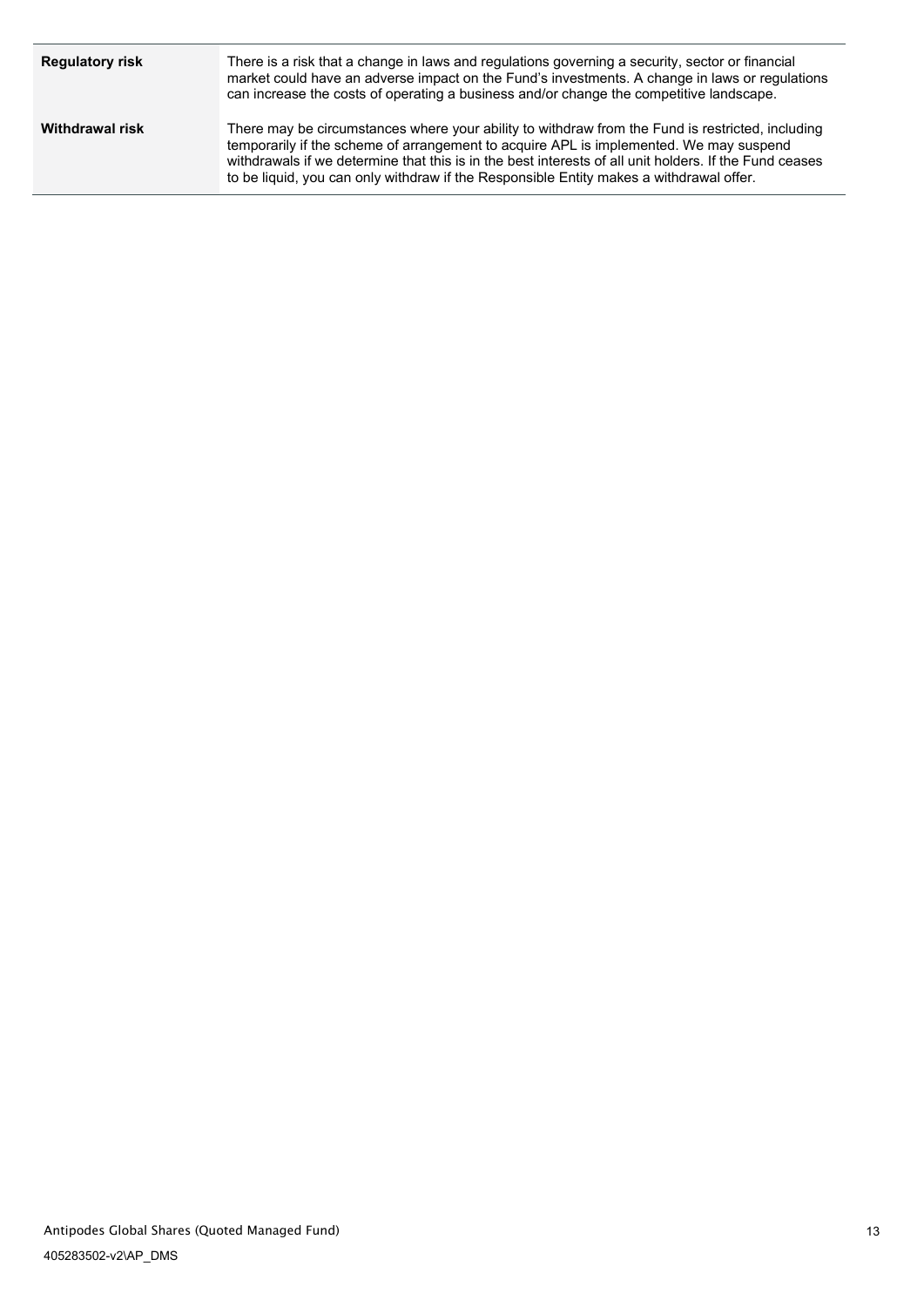| | |
|---|---|
| **Regulatory risk** | There is a risk that a change in laws and regulations governing a security, sector or financial market could have an adverse impact on the Fund's investments. A change in laws or regulations can increase the costs of operating a business and/or change the competitive landscape. |
| **Withdrawal risk** | There may be circumstances where your ability to withdraw from the Fund is restricted, including temporarily if the scheme of arrangement to acquire APL is implemented. We may suspend withdrawals if we determine that this is in the best interests of all unit holders. If the Fund ceases to be liquid, you can only withdraw if the Responsible Entity makes a withdrawal offer. |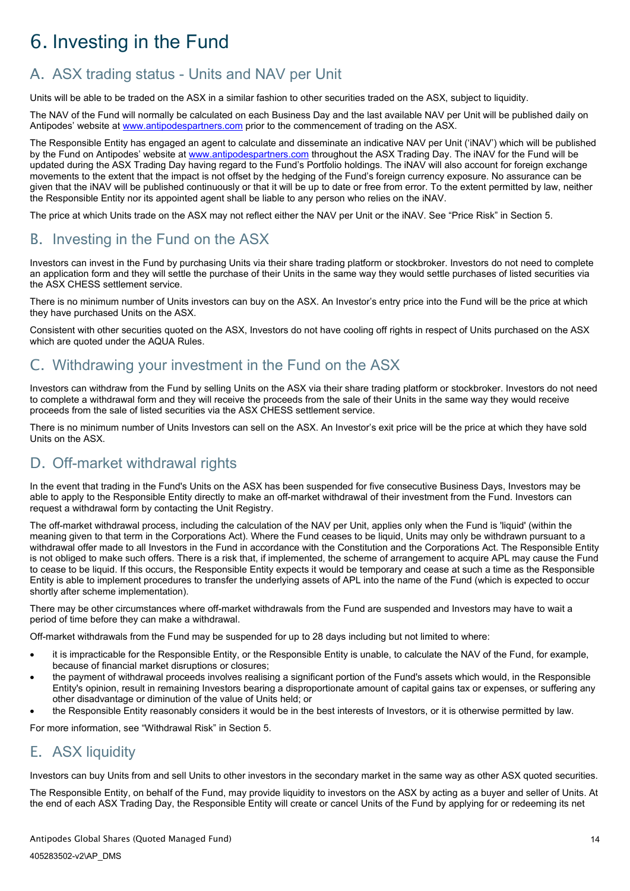# 6. Investing in the Fund

## A. ASX trading status - Units and NAV per Unit

Units will be able to be traded on the ASX in a similar fashion to other securities traded on the ASX, subject to liquidity.

The NAV of the Fund will normally be calculated on each Business Day and the last available NAV per Unit will be published daily on Antipodes' website at www.antipodespartners.com prior to the commencement of trading on the ASX.

The Responsible Entity has engaged an agent to calculate and disseminate an indicative NAV per Unit ('iNAV') which will be published by the Fund on Antipodes' website at www.antipodespartners.com throughout the ASX Trading Day. The iNAV for the Fund will be updated during the ASX Trading Day having regard to the Fund's Portfolio holdings. The iNAV will also account for foreign exchange movements to the extent that the impact is not offset by the hedging of the Fund's foreign currency exposure. No assurance can be given that the iNAV will be published continuously or that it will be up to date or free from error. To the extent permitted by law, neither the Responsible Entity nor its appointed agent shall be liable to any person who relies on the iNAV.

The price at which Units trade on the ASX may not reflect either the NAV per Unit or the iNAV. See "Price Risk" in Section 5.

## B. Investing in the Fund on the ASX

Investors can invest in the Fund by purchasing Units via their share trading platform or stockbroker. Investors do not need to complete an application form and they will settle the purchase of their Units in the same way they would settle purchases of listed securities via the ASX CHESS settlement service.

There is no minimum number of Units investors can buy on the ASX. An Investor's entry price into the Fund will be the price at which they have purchased Units on the ASX.

Consistent with other securities quoted on the ASX, Investors do not have cooling off rights in respect of Units purchased on the ASX which are quoted under the AQUA Rules.

## C. Withdrawing your investment in the Fund on the ASX

Investors can withdraw from the Fund by selling Units on the ASX via their share trading platform or stockbroker. Investors do not need to complete a withdrawal form and they will receive the proceeds from the sale of their Units in the same way they would receive proceeds from the sale of listed securities via the ASX CHESS settlement service.

There is no minimum number of Units Investors can sell on the ASX. An Investor's exit price will be the price at which they have sold Units on the ASX.

## D. Off-market withdrawal rights

In the event that trading in the Fund's Units on the ASX has been suspended for five consecutive Business Days, Investors may be able to apply to the Responsible Entity directly to make an off-market withdrawal of their investment from the Fund. Investors can request a withdrawal form by contacting the Unit Registry.

The off-market withdrawal process, including the calculation of the NAV per Unit, applies only when the Fund is 'liquid' (within the meaning given to that term in the Corporations Act). Where the Fund ceases to be liquid, Units may only be withdrawn pursuant to a withdrawal offer made to all Investors in the Fund in accordance with the Constitution and the Corporations Act. The Responsible Entity is not obliged to make such offers. There is a risk that, if implemented, the scheme of arrangement to acquire APL may cause the Fund to cease to be liquid. If this occurs, the Responsible Entity expects it would be temporary and cease at such a time as the Responsible Entity is able to implement procedures to transfer the underlying assets of APL into the name of the Fund (which is expected to occur shortly after scheme implementation).

There may be other circumstances where off-market withdrawals from the Fund are suspended and Investors may have to wait a period of time before they can make a withdrawal.

Off-market withdrawals from the Fund may be suspended for up to 28 days including but not limited to where:

- it is impracticable for the Responsible Entity, or the Responsible Entity is unable, to calculate the NAV of the Fund, for example, because of financial market disruptions or closures;
- the payment of withdrawal proceeds involves realising a significant portion of the Fund's assets which would, in the Responsible Entity's opinion, result in remaining Investors bearing a disproportionate amount of capital gains tax or expenses, or suffering any other disadvantage or diminution of the value of Units held; or
- the Responsible Entity reasonably considers it would be in the best interests of Investors, or it is otherwise permitted by law.

For more information, see "Withdrawal Risk" in Section 5.

## E. ASX liquidity

Investors can buy Units from and sell Units to other investors in the secondary market in the same way as other ASX quoted securities.

The Responsible Entity, on behalf of the Fund, may provide liquidity to investors on the ASX by acting as a buyer and seller of Units. At the end of each ASX Trading Day, the Responsible Entity will create or cancel Units of the Fund by applying for or redeeming its net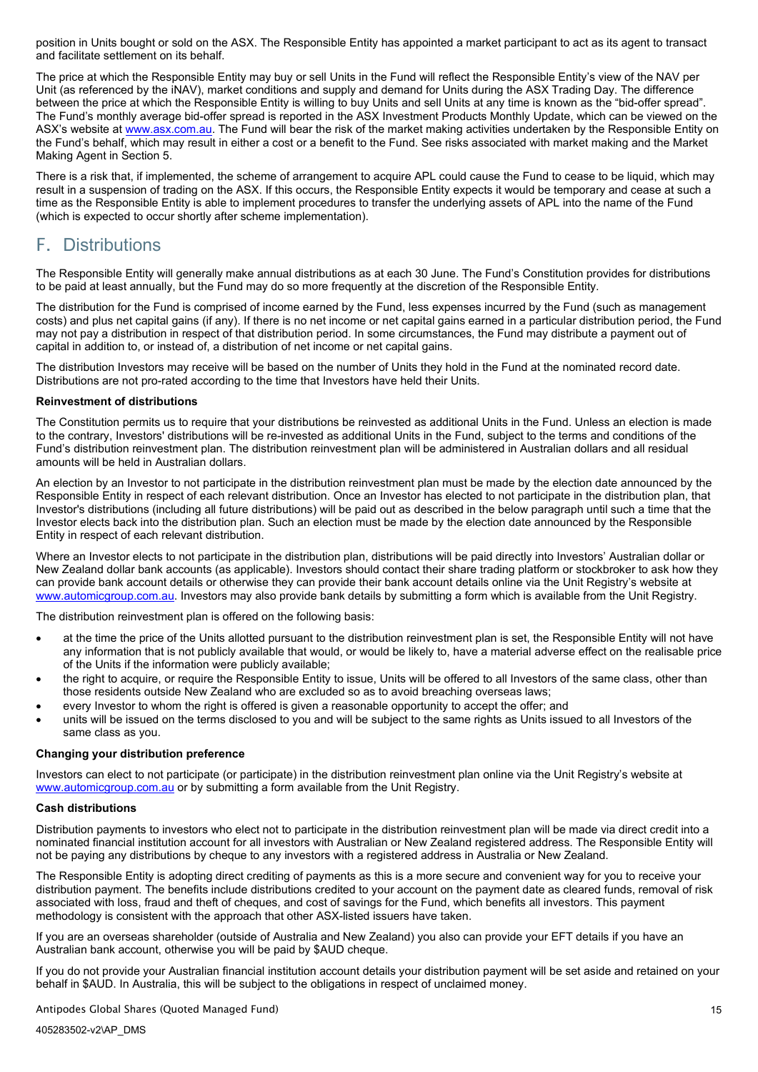position in Units bought or sold on the ASX. The Responsible Entity has appointed a market participant to act as its agent to transact and facilitate settlement on its behalf.

The price at which the Responsible Entity may buy or sell Units in the Fund will reflect the Responsible Entity's view of the NAV per Unit (as referenced by the iNAV), market conditions and supply and demand for Units during the ASX Trading Day. The difference between the price at which the Responsible Entity is willing to buy Units and sell Units at any time is known as the "bid-offer spread". The Fund's monthly average bid-offer spread is reported in the ASX Investment Products Monthly Update, which can be viewed on the ASX's website at www.asx.com.au. The Fund will bear the risk of the market making activities undertaken by the Responsible Entity on the Fund's behalf, which may result in either a cost or a benefit to the Fund. See risks associated with market making and the Market Making Agent in Section 5.

There is a risk that, if implemented, the scheme of arrangement to acquire APL could cause the Fund to cease to be liquid, which may result in a suspension of trading on the ASX. If this occurs, the Responsible Entity expects it would be temporary and cease at such a time as the Responsible Entity is able to implement procedures to transfer the underlying assets of APL into the name of the Fund (which is expected to occur shortly after scheme implementation).

## F. Distributions

The Responsible Entity will generally make annual distributions as at each 30 June. The Fund's Constitution provides for distributions to be paid at least annually, but the Fund may do so more frequently at the discretion of the Responsible Entity.

The distribution for the Fund is comprised of income earned by the Fund, less expenses incurred by the Fund (such as management costs) and plus net capital gains (if any). If there is no net income or net capital gains earned in a particular distribution period, the Fund may not pay a distribution in respect of that distribution period. In some circumstances, the Fund may distribute a payment out of capital in addition to, or instead of, a distribution of net income or net capital gains.

The distribution Investors may receive will be based on the number of Units they hold in the Fund at the nominated record date. Distributions are not pro-rated according to the time that Investors have held their Units.

**Reinvestment of distributions**

The Constitution permits us to require that your distributions be reinvested as additional Units in the Fund. Unless an election is made to the contrary, Investors' distributions will be re-invested as additional Units in the Fund, subject to the terms and conditions of the Fund's distribution reinvestment plan. The distribution reinvestment plan will be administered in Australian dollars and all residual amounts will be held in Australian dollars.

An election by an Investor to not participate in the distribution reinvestment plan must be made by the election date announced by the Responsible Entity in respect of each relevant distribution. Once an Investor has elected to not participate in the distribution plan, that Investor's distributions (including all future distributions) will be paid out as described in the below paragraph until such a time that the Investor elects back into the distribution plan. Such an election must be made by the election date announced by the Responsible Entity in respect of each relevant distribution.

Where an Investor elects to not participate in the distribution plan, distributions will be paid directly into Investors' Australian dollar or New Zealand dollar bank accounts (as applicable). Investors should contact their share trading platform or stockbroker to ask how they can provide bank account details or otherwise they can provide their bank account details online via the Unit Registry's website at www.automicgroup.com.au. Investors may also provide bank details by submitting a form which is available from the Unit Registry.

The distribution reinvestment plan is offered on the following basis:

- at the time the price of the Units allotted pursuant to the distribution reinvestment plan is set, the Responsible Entity will not have any information that is not publicly available that would, or would be likely to, have a material adverse effect on the realisable price of the Units if the information were publicly available;
- the right to acquire, or require the Responsible Entity to issue, Units will be offered to all Investors of the same class, other than those residents outside New Zealand who are excluded so as to avoid breaching overseas laws;
- every Investor to whom the right is offered is given a reasonable opportunity to accept the offer; and
- units will be issued on the terms disclosed to you and will be subject to the same rights as Units issued to all Investors of the same class as you.

**Changing your distribution preference**

Investors can elect to not participate (or participate) in the distribution reinvestment plan online via the Unit Registry's website at www.automicgroup.com.au or by submitting a form available from the Unit Registry.

**Cash distributions**

Distribution payments to investors who elect not to participate in the distribution reinvestment plan will be made via direct credit into a nominated financial institution account for all investors with Australian or New Zealand registered address. The Responsible Entity will not be paying any distributions by cheque to any investors with a registered address in Australia or New Zealand.

The Responsible Entity is adopting direct crediting of payments as this is a more secure and convenient way for you to receive your distribution payment. The benefits include distributions credited to your account on the payment date as cleared funds, removal of risk associated with loss, fraud and theft of cheques, and cost of savings for the Fund, which benefits all investors. This payment methodology is consistent with the approach that other ASX-listed issuers have taken.

If you are an overseas shareholder (outside of Australia and New Zealand) you also can provide your EFT details if you have an Australian bank account, otherwise you will be paid by $AUD cheque.

If you do not provide your Australian financial institution account details your distribution payment will be set aside and retained on your behalf in $AUD. In Australia, this will be subject to the obligations in respect of unclaimed money.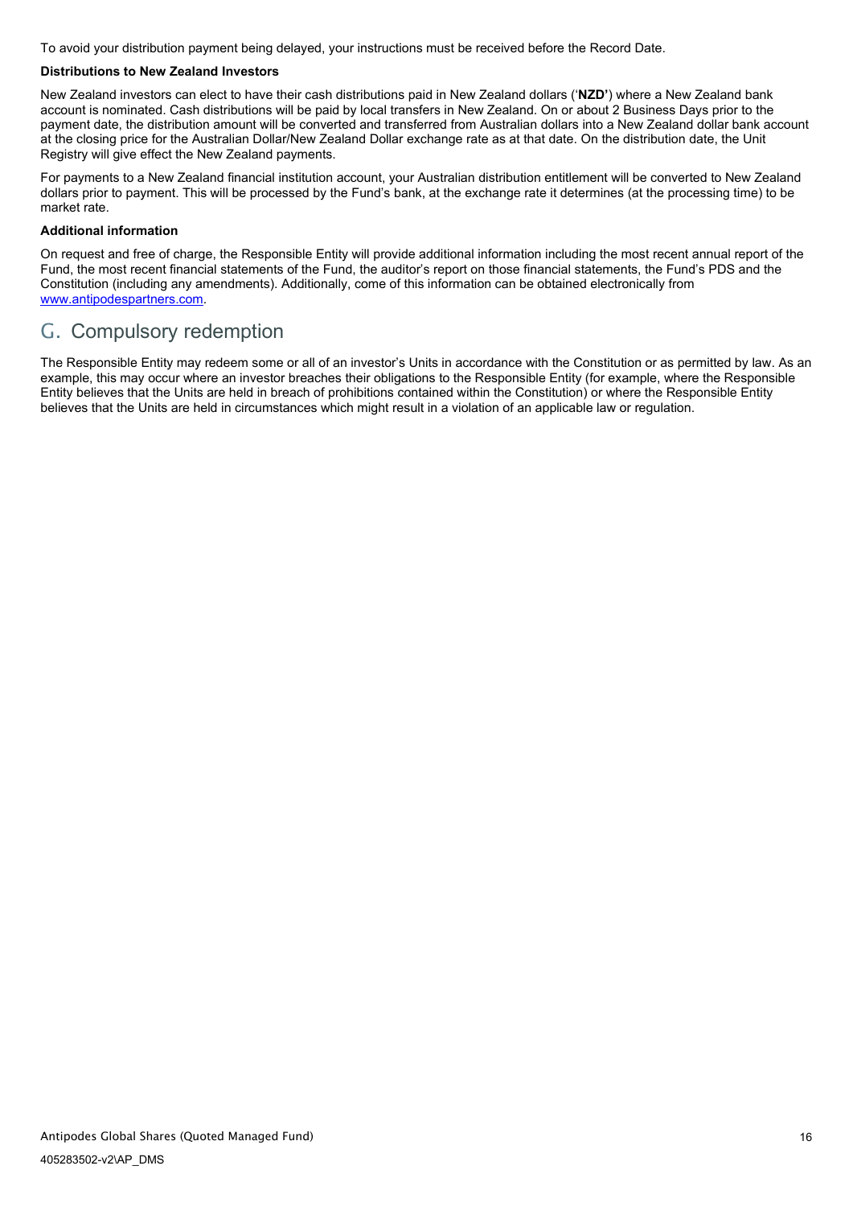To avoid your distribution payment being delayed, your instructions must be received before the Record Date.

**Distributions to New Zealand Investors**

New Zealand investors can elect to have their cash distributions paid in New Zealand dollars ('**NZD'**) where a New Zealand bank account is nominated. Cash distributions will be paid by local transfers in New Zealand. On or about 2 Business Days prior to the payment date, the distribution amount will be converted and transferred from Australian dollars into a New Zealand dollar bank account at the closing price for the Australian Dollar/New Zealand Dollar exchange rate as at that date. On the distribution date, the Unit Registry will give effect the New Zealand payments.

For payments to a New Zealand financial institution account, your Australian distribution entitlement will be converted to New Zealand dollars prior to payment. This will be processed by the Fund's bank, at the exchange rate it determines (at the processing time) to be market rate.

**Additional information**

On request and free of charge, the Responsible Entity will provide additional information including the most recent annual report of the Fund, the most recent financial statements of the Fund, the auditor's report on those financial statements, the Fund's PDS and the Constitution (including any amendments). Additionally, come of this information can be obtained electronically from [www.antipodespartners.com](http://www.antipodespartners.com).

## G. Compulsory redemption

The Responsible Entity may redeem some or all of an investor's Units in accordance with the Constitution or as permitted by law. As an example, this may occur where an investor breaches their obligations to the Responsible Entity (for example, where the Responsible Entity believes that the Units are held in breach of prohibitions contained within the Constitution) or where the Responsible Entity believes that the Units are held in circumstances which might result in a violation of an applicable law or regulation.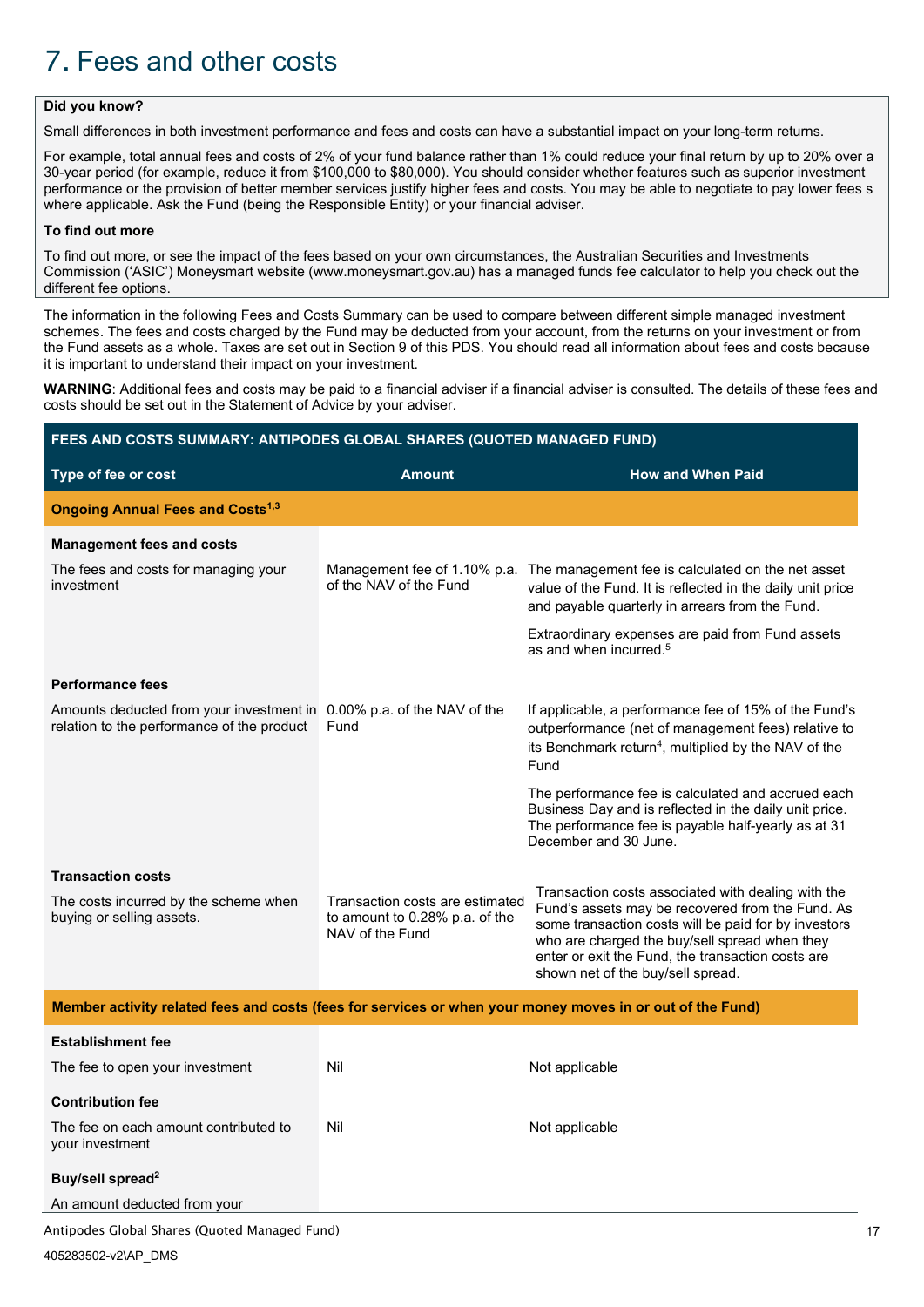# 7. Fees and other costs

**Did you know?**

Small differences in both investment performance and fees and costs can have a substantial impact on your long-term returns.

For example, total annual fees and costs of 2% of your fund balance rather than 1% could reduce your final return by up to 20% over a 30-year period (for example, reduce it from $100,000 to $80,000). You should consider whether features such as superior investment performance or the provision of better member services justify higher fees and costs. You may be able to negotiate to pay lower fees s where applicable. Ask the Fund (being the Responsible Entity) or your financial adviser.

**To find out more**

To find out more, or see the impact of the fees based on your own circumstances, the Australian Securities and Investments Commission ('ASIC') Moneysmart website (www.moneysmart.gov.au) has a managed funds fee calculator to help you check out the different fee options.

The information in the following Fees and Costs Summary can be used to compare between different simple managed investment schemes. The fees and costs charged by the Fund may be deducted from your account, from the returns on your investment or from the Fund assets as a whole. Taxes are set out in Section 9 of this PDS. You should read all information about fees and costs because it is important to understand their impact on your investment.

**WARNING**: Additional fees and costs may be paid to a financial adviser if a financial adviser is consulted. The details of these fees and costs should be set out in the Statement of Advice by your adviser.

| **FEES AND COSTS SUMMARY: ANTIPODES GLOBAL SHARES (QUOTED MANAGED FUND)** | | |
|---|---|---|
| **Type of fee or cost** | **Amount** | **How and When Paid** |
| **Ongoing Annual Fees and Costs[1,3]** | | |
| **Management fees and costs**<br>The fees and costs for managing your investment | Management fee of 1.10% p.a. of the NAV of the Fund | The management fee is calculated on the net asset value of the Fund. It is reflected in the daily unit price and payable quarterly in arrears from the Fund.<br>Extraordinary expenses are paid from Fund assets as and when incurred.[5] |
| **Performance fees**<br>Amounts deducted from your investment in relation to the performance of the product | 0.00% p.a. of the NAV of the Fund | If applicable, a performance fee of 15% of the Fund's outperformance (net of management fees) relative to its Benchmark return[4], multiplied by the NAV of the Fund<br>The performance fee is calculated and accrued each Business Day and is reflected in the daily unit price. The performance fee is payable half-yearly as at 31 December and 30 June. |
| **Transaction costs**<br>The costs incurred by the scheme when buying or selling assets. | Transaction costs are estimated to amount to 0.28% p.a. of the NAV of the Fund | Transaction costs associated with dealing with the Fund's assets may be recovered from the Fund. As some transaction costs will be paid for by investors who are charged the buy/sell spread when they enter or exit the Fund, the transaction costs are shown net of the buy/sell spread. |
| **Member activity related fees and costs (fees for services or when your money moves in or out of the Fund)** | | |
| **Establishment fee**<br>The fee to open your investment | Nil | Not applicable |
| **Contribution fee**<br>The fee on each amount contributed to your investment | Nil | Not applicable |
| **Buy/sell spread[2]**<br>An amount deducted from your | | |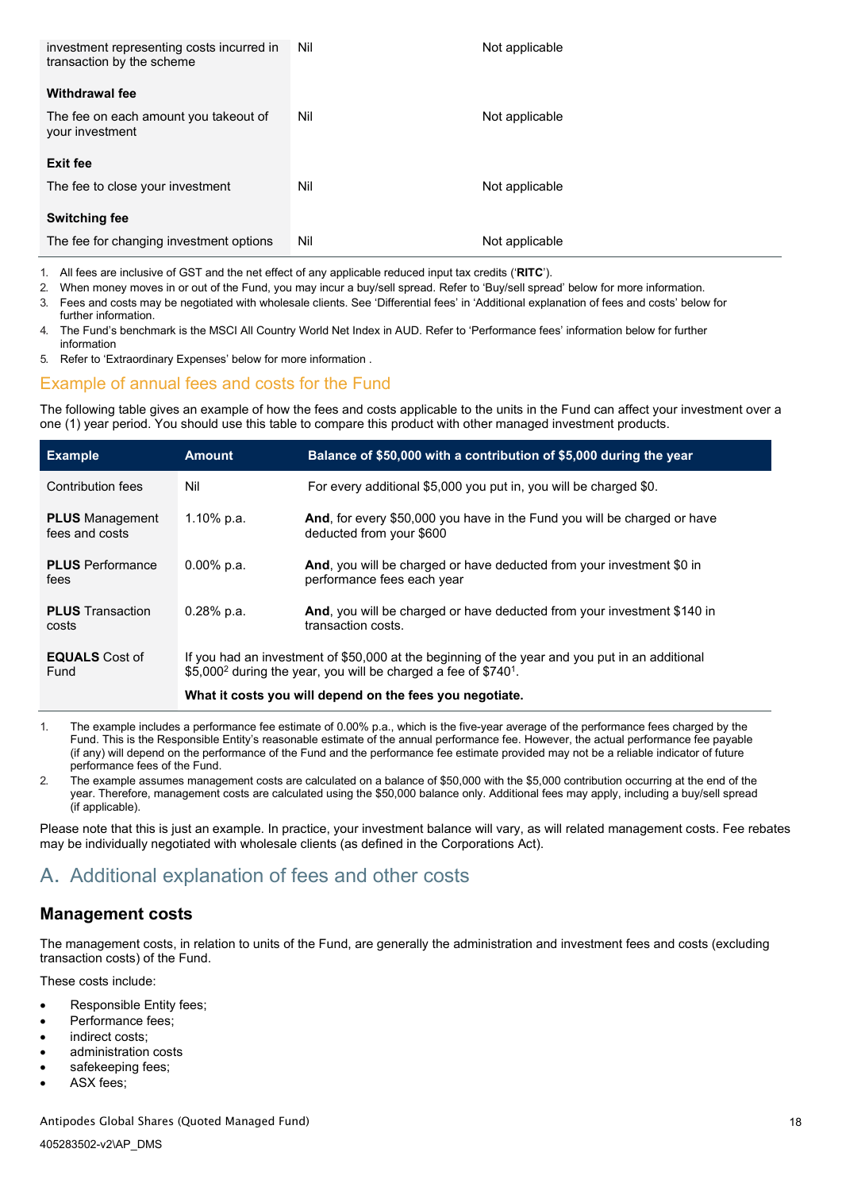| | | |
|---|---|---|
| investment representing costs incurred in transaction by the scheme | Nil | Not applicable |
| **Withdrawal fee** | | |
| The fee on each amount you takeout of your investment | Nil | Not applicable |
| **Exit fee** | | |
| The fee to close your investment | Nil | Not applicable |
| **Switching fee** | | |
| The fee for changing investment options | Nil | Not applicable |

1. All fees are inclusive of GST and the net effect of any applicable reduced input tax credits ('**RITC**').
2. When money moves in or out of the Fund, you may incur a buy/sell spread. Refer to 'Buy/sell spread' below for more information.
3. Fees and costs may be negotiated with wholesale clients. See 'Differential fees' in 'Additional explanation of fees and costs' below for further information.
4. The Fund's benchmark is the MSCI All Country World Net Index in AUD. Refer to 'Performance fees' information below for further information
5. Refer to 'Extraordinary Expenses' below for more information .

## Example of annual fees and costs for the Fund

The following table gives an example of how the fees and costs applicable to the units in the Fund can affect your investment over a one (1) year period. You should use this table to compare this product with other managed investment products.

| Example | Amount | Balance of $50,000 with a contribution of $5,000 during the year |
|---|---|---|
| Contribution fees | Nil | For every additional $5,000 you put in, you will be charged $0. |
| **PLUS** Management fees and costs | 1.10% p.a. | **And**, for every $50,000 you have in the Fund you will be charged or have deducted from your $600 |
| **PLUS** Performance fees | 0.00% p.a. | **And**, you will be charged or have deducted from your investment $0 in performance fees each year |
| **PLUS** Transaction costs | 0.28% p.a. | **And**, you will be charged or have deducted from your investment $140 in transaction costs. |
| **EQUALS** Cost of Fund | If you had an investment of $50,000 at the beginning of the year and you put in an additional $5,000[2] during the year, you will be charged a fee of $740[1]. **What it costs you will depend on the fees you negotiate.** | |

1. The example includes a performance fee estimate of 0.00% p.a., which is the five-year average of the performance fees charged by the Fund. This is the Responsible Entity's reasonable estimate of the annual performance fee. However, the actual performance fee payable (if any) will depend on the performance of the Fund and the performance fee estimate provided may not be a reliable indicator of future performance fees of the Fund.
2. The example assumes management costs are calculated on a balance of $50,000 with the $5,000 contribution occurring at the end of the year. Therefore, management costs are calculated using the $50,000 balance only. Additional fees may apply, including a buy/sell spread (if applicable).

Please note that this is just an example. In practice, your investment balance will vary, as will related management costs. Fee rebates may be individually negotiated with wholesale clients (as defined in the Corporations Act).

# A. Additional explanation of fees and other costs

### Management costs

The management costs, in relation to units of the Fund, are generally the administration and investment fees and costs (excluding transaction costs) of the Fund.

These costs include:

- Responsible Entity fees;
- Performance fees;
- indirect costs;
- administration costs
- safekeeping fees;
- ASX fees;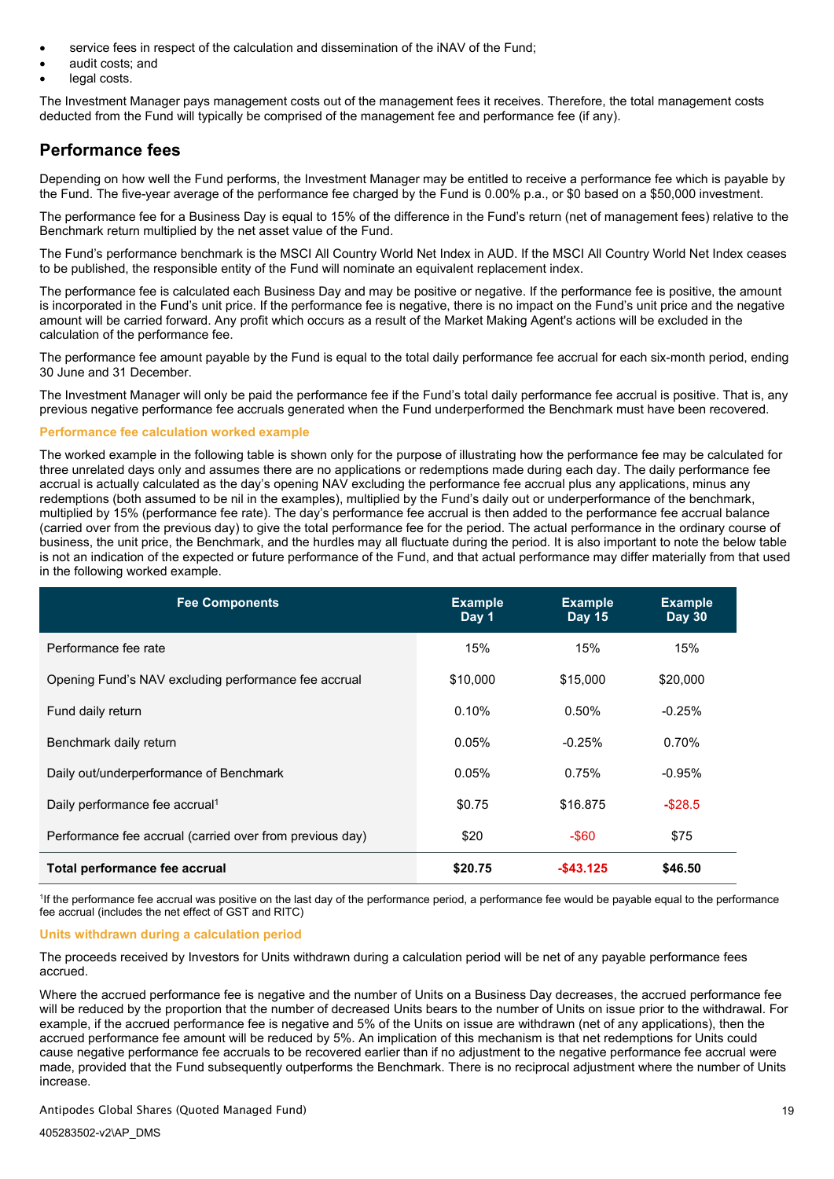- service fees in respect of the calculation and dissemination of the iNAV of the Fund;
- audit costs; and
- legal costs.

The Investment Manager pays management costs out of the management fees it receives. Therefore, the total management costs deducted from the Fund will typically be comprised of the management fee and performance fee (if any).

## Performance fees

Depending on how well the Fund performs, the Investment Manager may be entitled to receive a performance fee which is payable by the Fund. The five-year average of the performance fee charged by the Fund is 0.00% p.a., or $0 based on a $50,000 investment.

The performance fee for a Business Day is equal to 15% of the difference in the Fund's return (net of management fees) relative to the Benchmark return multiplied by the net asset value of the Fund.

The Fund's performance benchmark is the MSCI All Country World Net Index in AUD. If the MSCI All Country World Net Index ceases to be published, the responsible entity of the Fund will nominate an equivalent replacement index.

The performance fee is calculated each Business Day and may be positive or negative. If the performance fee is positive, the amount is incorporated in the Fund's unit price. If the performance fee is negative, there is no impact on the Fund's unit price and the negative amount will be carried forward. Any profit which occurs as a result of the Market Making Agent's actions will be excluded in the calculation of the performance fee.

The performance fee amount payable by the Fund is equal to the total daily performance fee accrual for each six-month period, ending 30 June and 31 December.

The Investment Manager will only be paid the performance fee if the Fund's total daily performance fee accrual is positive. That is, any previous negative performance fee accruals generated when the Fund underperformed the Benchmark must have been recovered.

#### Performance fee calculation worked example

The worked example in the following table is shown only for the purpose of illustrating how the performance fee may be calculated for three unrelated days only and assumes there are no applications or redemptions made during each day. The daily performance fee accrual is actually calculated as the day's opening NAV excluding the performance fee accrual plus any applications, minus any redemptions (both assumed to be nil in the examples), multiplied by the Fund's daily out or underperformance of the benchmark, multiplied by 15% (performance fee rate). The day's performance fee accrual is then added to the performance fee accrual balance (carried over from the previous day) to give the total performance fee for the period. The actual performance in the ordinary course of business, the unit price, the Benchmark, and the hurdles may all fluctuate during the period. It is also important to note the below table is not an indication of the expected or future performance of the Fund, and that actual performance may differ materially from that used in the following worked example.

| Fee Components | Example Day 1 | Example Day 15 | Example Day 30 |
|---|---|---|---|
| Performance fee rate | 15% | 15% | 15% |
| Opening Fund's NAV excluding performance fee accrual | $10,000 | $15,000 | $20,000 |
| Fund daily return | 0.10% | 0.50% | -0.25% |
| Benchmark daily return | 0.05% | -0.25% | 0.70% |
| Daily out/underperformance of Benchmark | 0.05% | 0.75% | -0.95% |
| Daily performance fee accrual[1] | $0.75 | $16.875 | -$28.5 |
| Performance fee accrual (carried over from previous day) | $20 | -$60 | $75 |
| **Total performance fee accrual** | **$20.75** | **-$43.125** | **$46.50** |

[1]If the performance fee accrual was positive on the last day of the performance period, a performance fee would be payable equal to the performance fee accrual (includes the net effect of GST and RITC)

#### Units withdrawn during a calculation period

The proceeds received by Investors for Units withdrawn during a calculation period will be net of any payable performance fees accrued.

Where the accrued performance fee is negative and the number of Units on a Business Day decreases, the accrued performance fee will be reduced by the proportion that the number of decreased Units bears to the number of Units on issue prior to the withdrawal. For example, if the accrued performance fee is negative and 5% of the Units on issue are withdrawn (net of any applications), then the accrued performance fee amount will be reduced by 5%. An implication of this mechanism is that net redemptions for Units could cause negative performance fee accruals to be recovered earlier than if no adjustment to the negative performance fee accrual were made, provided that the Fund subsequently outperforms the Benchmark. There is no reciprocal adjustment where the number of Units increase.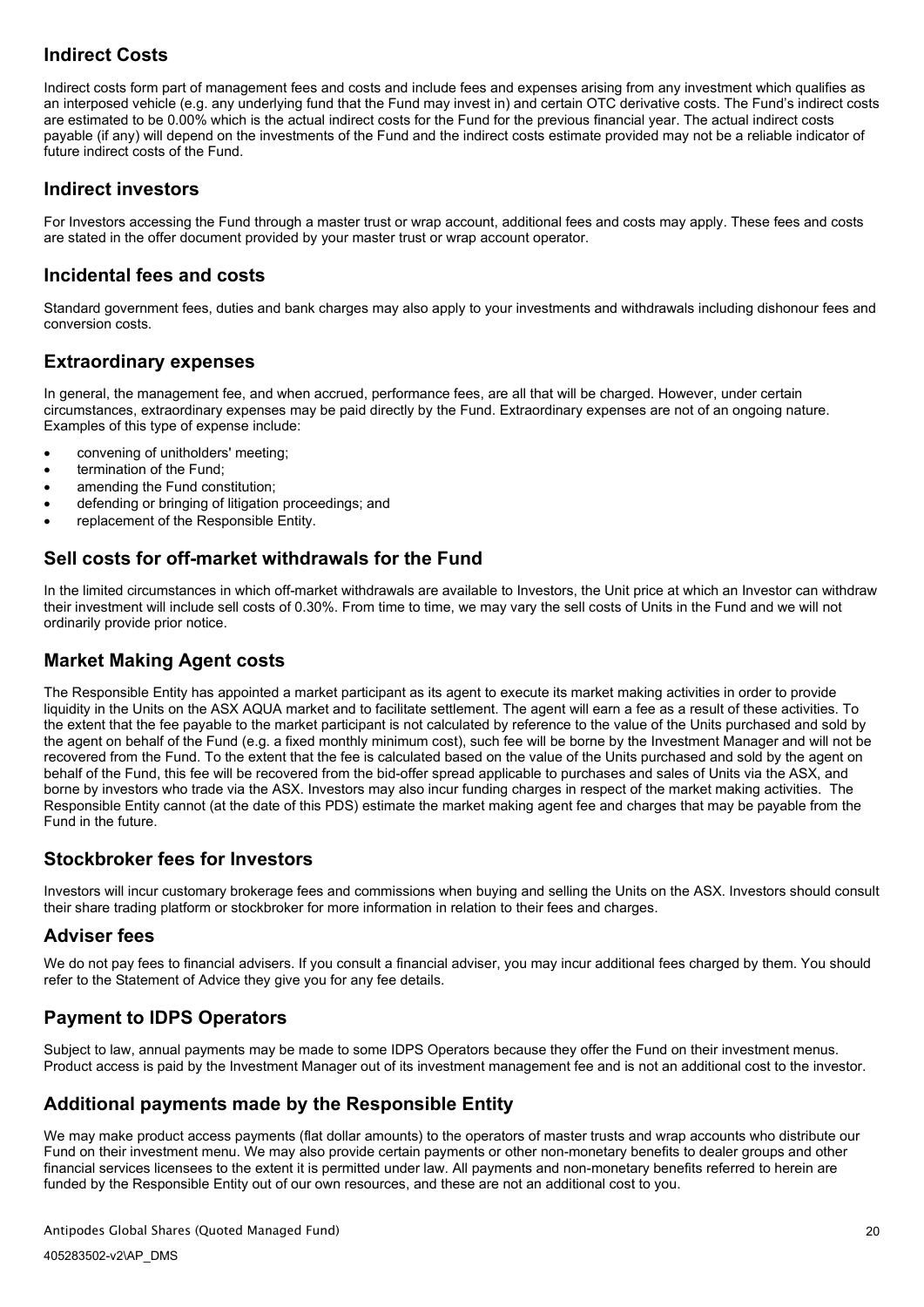## Indirect Costs

Indirect costs form part of management fees and costs and include fees and expenses arising from any investment which qualifies as an interposed vehicle (e.g. any underlying fund that the Fund may invest in) and certain OTC derivative costs. The Fund's indirect costs are estimated to be 0.00% which is the actual indirect costs for the Fund for the previous financial year. The actual indirect costs payable (if any) will depend on the investments of the Fund and the indirect costs estimate provided may not be a reliable indicator of future indirect costs of the Fund.

## Indirect investors

For Investors accessing the Fund through a master trust or wrap account, additional fees and costs may apply. These fees and costs are stated in the offer document provided by your master trust or wrap account operator.

## Incidental fees and costs

Standard government fees, duties and bank charges may also apply to your investments and withdrawals including dishonour fees and conversion costs.

## Extraordinary expenses

In general, the management fee, and when accrued, performance fees, are all that will be charged. However, under certain circumstances, extraordinary expenses may be paid directly by the Fund. Extraordinary expenses are not of an ongoing nature. Examples of this type of expense include:

- convening of unitholders' meeting;
- termination of the Fund;
- amending the Fund constitution;
- defending or bringing of litigation proceedings; and
- replacement of the Responsible Entity.

## Sell costs for off-market withdrawals for the Fund

In the limited circumstances in which off-market withdrawals are available to Investors, the Unit price at which an Investor can withdraw their investment will include sell costs of 0.30%. From time to time, we may vary the sell costs of Units in the Fund and we will not ordinarily provide prior notice.

## Market Making Agent costs

The Responsible Entity has appointed a market participant as its agent to execute its market making activities in order to provide liquidity in the Units on the ASX AQUA market and to facilitate settlement. The agent will earn a fee as a result of these activities. To the extent that the fee payable to the market participant is not calculated by reference to the value of the Units purchased and sold by the agent on behalf of the Fund (e.g. a fixed monthly minimum cost), such fee will be borne by the Investment Manager and will not be recovered from the Fund. To the extent that the fee is calculated based on the value of the Units purchased and sold by the agent on behalf of the Fund, this fee will be recovered from the bid-offer spread applicable to purchases and sales of Units via the ASX, and borne by investors who trade via the ASX. Investors may also incur funding charges in respect of the market making activities. The Responsible Entity cannot (at the date of this PDS) estimate the market making agent fee and charges that may be payable from the Fund in the future.

## Stockbroker fees for Investors

Investors will incur customary brokerage fees and commissions when buying and selling the Units on the ASX. Investors should consult their share trading platform or stockbroker for more information in relation to their fees and charges.

## Adviser fees

We do not pay fees to financial advisers. If you consult a financial adviser, you may incur additional fees charged by them. You should refer to the Statement of Advice they give you for any fee details.

## Payment to IDPS Operators

Subject to law, annual payments may be made to some IDPS Operators because they offer the Fund on their investment menus. Product access is paid by the Investment Manager out of its investment management fee and is not an additional cost to the investor.

## Additional payments made by the Responsible Entity

We may make product access payments (flat dollar amounts) to the operators of master trusts and wrap accounts who distribute our Fund on their investment menu. We may also provide certain payments or other non-monetary benefits to dealer groups and other financial services licensees to the extent it is permitted under law. All payments and non-monetary benefits referred to herein are funded by the Responsible Entity out of our own resources, and these are not an additional cost to you.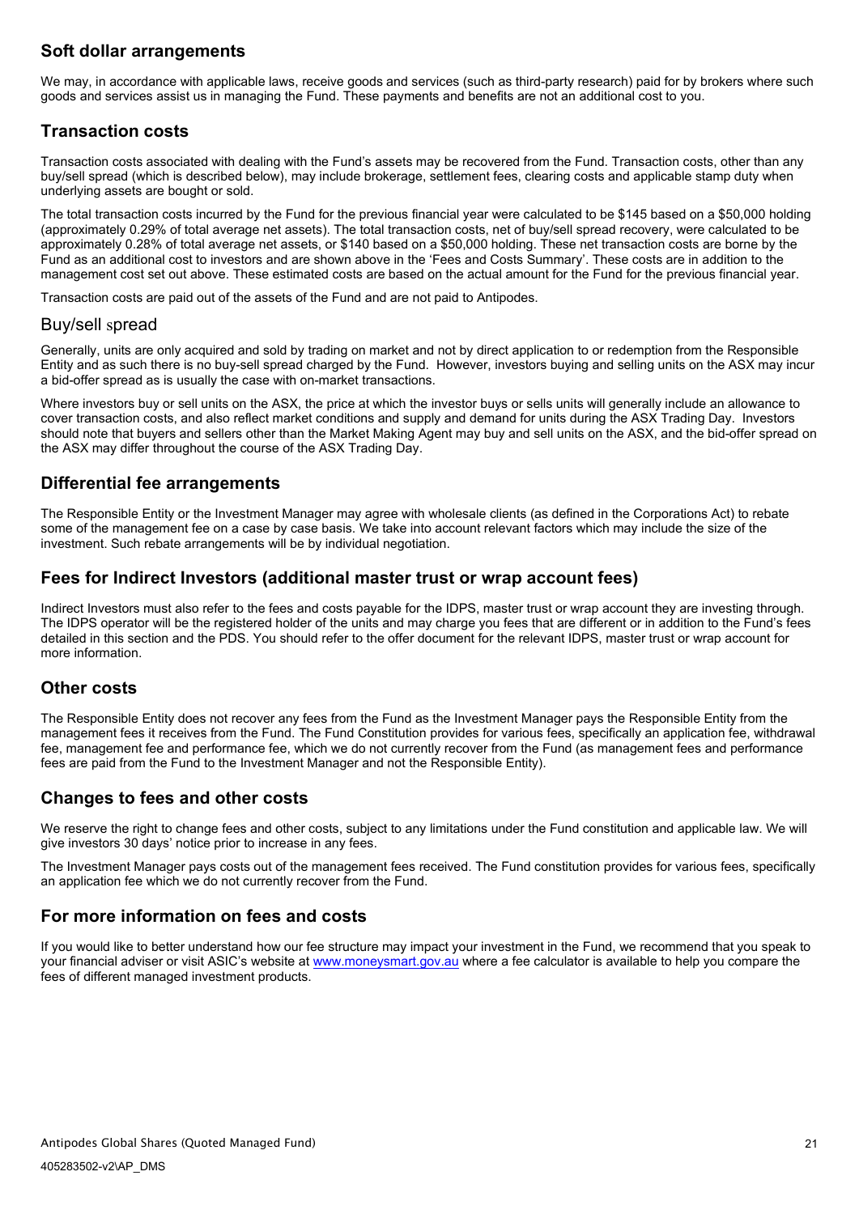## Soft dollar arrangements

We may, in accordance with applicable laws, receive goods and services (such as third-party research) paid for by brokers where such goods and services assist us in managing the Fund. These payments and benefits are not an additional cost to you.

## Transaction costs

Transaction costs associated with dealing with the Fund's assets may be recovered from the Fund. Transaction costs, other than any buy/sell spread (which is described below), may include brokerage, settlement fees, clearing costs and applicable stamp duty when underlying assets are bought or sold.

The total transaction costs incurred by the Fund for the previous financial year were calculated to be $145 based on a $50,000 holding (approximately 0.29% of total average net assets). The total transaction costs, net of buy/sell spread recovery, were calculated to be approximately 0.28% of total average net assets, or $140 based on a $50,000 holding. These net transaction costs are borne by the Fund as an additional cost to investors and are shown above in the 'Fees and Costs Summary'. These costs are in addition to the management cost set out above. These estimated costs are based on the actual amount for the Fund for the previous financial year.

Transaction costs are paid out of the assets of the Fund and are not paid to Antipodes.

### Buy/sell spread

Generally, units are only acquired and sold by trading on market and not by direct application to or redemption from the Responsible Entity and as such there is no buy-sell spread charged by the Fund. However, investors buying and selling units on the ASX may incur a bid-offer spread as is usually the case with on-market transactions.

Where investors buy or sell units on the ASX, the price at which the investor buys or sells units will generally include an allowance to cover transaction costs, and also reflect market conditions and supply and demand for units during the ASX Trading Day. Investors should note that buyers and sellers other than the Market Making Agent may buy and sell units on the ASX, and the bid-offer spread on the ASX may differ throughout the course of the ASX Trading Day.

## Differential fee arrangements

The Responsible Entity or the Investment Manager may agree with wholesale clients (as defined in the Corporations Act) to rebate some of the management fee on a case by case basis. We take into account relevant factors which may include the size of the investment. Such rebate arrangements will be by individual negotiation.

## Fees for Indirect Investors (additional master trust or wrap account fees)

Indirect Investors must also refer to the fees and costs payable for the IDPS, master trust or wrap account they are investing through. The IDPS operator will be the registered holder of the units and may charge you fees that are different or in addition to the Fund's fees detailed in this section and the PDS. You should refer to the offer document for the relevant IDPS, master trust or wrap account for more information.

## Other costs

The Responsible Entity does not recover any fees from the Fund as the Investment Manager pays the Responsible Entity from the management fees it receives from the Fund. The Fund Constitution provides for various fees, specifically an application fee, withdrawal fee, management fee and performance fee, which we do not currently recover from the Fund (as management fees and performance fees are paid from the Fund to the Investment Manager and not the Responsible Entity).

## Changes to fees and other costs

We reserve the right to change fees and other costs, subject to any limitations under the Fund constitution and applicable law. We will give investors 30 days' notice prior to increase in any fees.

The Investment Manager pays costs out of the management fees received. The Fund constitution provides for various fees, specifically an application fee which we do not currently recover from the Fund.

## For more information on fees and costs

If you would like to better understand how our fee structure may impact your investment in the Fund, we recommend that you speak to your financial adviser or visit ASIC's website at www.moneysmart.gov.au where a fee calculator is available to help you compare the fees of different managed investment products.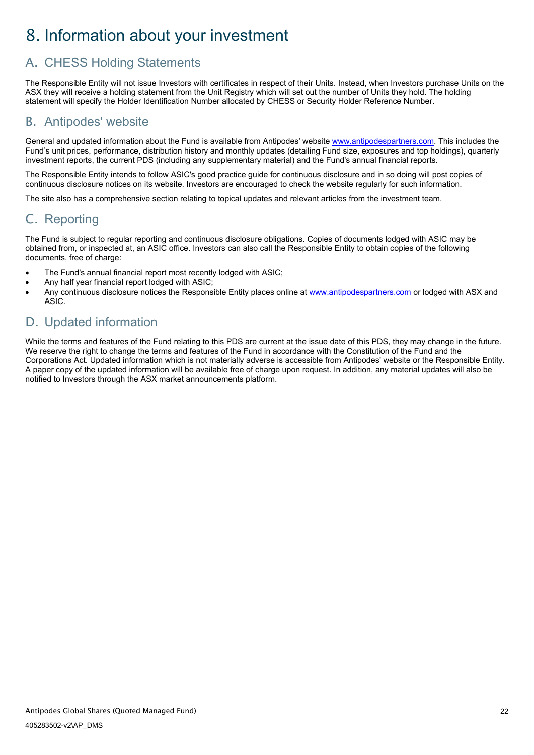# 8. Information about your investment

## A. CHESS Holding Statements

The Responsible Entity will not issue Investors with certificates in respect of their Units. Instead, when Investors purchase Units on the ASX they will receive a holding statement from the Unit Registry which will set out the number of Units they hold. The holding statement will specify the Holder Identification Number allocated by CHESS or Security Holder Reference Number.

## B. Antipodes' website

General and updated information about the Fund is available from Antipodes' website www.antipodespartners.com. This includes the Fund's unit prices, performance, distribution history and monthly updates (detailing Fund size, exposures and top holdings), quarterly investment reports, the current PDS (including any supplementary material) and the Fund's annual financial reports.

The Responsible Entity intends to follow ASIC's good practice guide for continuous disclosure and in so doing will post copies of continuous disclosure notices on its website. Investors are encouraged to check the website regularly for such information.

The site also has a comprehensive section relating to topical updates and relevant articles from the investment team.

## C. Reporting

The Fund is subject to regular reporting and continuous disclosure obligations. Copies of documents lodged with ASIC may be obtained from, or inspected at, an ASIC office. Investors can also call the Responsible Entity to obtain copies of the following documents, free of charge:

- The Fund's annual financial report most recently lodged with ASIC;
- Any half year financial report lodged with ASIC;
- Any continuous disclosure notices the Responsible Entity places online at www.antipodespartners.com or lodged with ASX and ASIC.

## D. Updated information

While the terms and features of the Fund relating to this PDS are current at the issue date of this PDS, they may change in the future. We reserve the right to change the terms and features of the Fund in accordance with the Constitution of the Fund and the Corporations Act. Updated information which is not materially adverse is accessible from Antipodes' website or the Responsible Entity. A paper copy of the updated information will be available free of charge upon request. In addition, any material updates will also be notified to Investors through the ASX market announcements platform.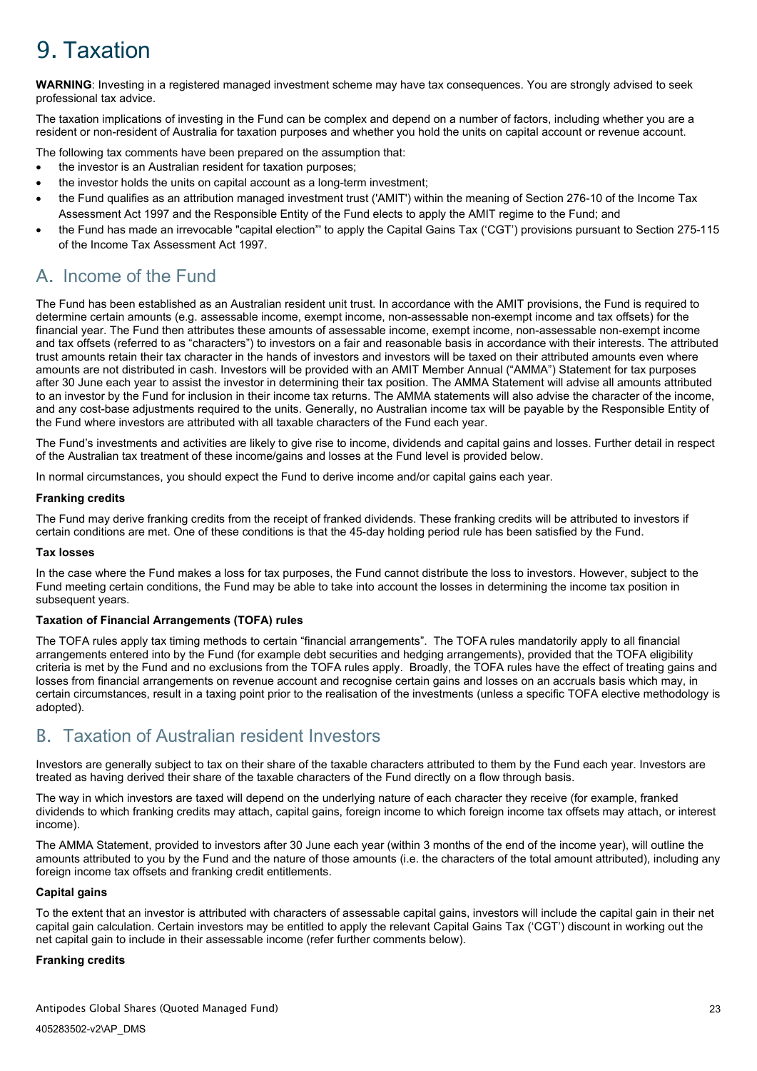# 9. Taxation

**WARNING**: Investing in a registered managed investment scheme may have tax consequences. You are strongly advised to seek professional tax advice.

The taxation implications of investing in the Fund can be complex and depend on a number of factors, including whether you are a resident or non-resident of Australia for taxation purposes and whether you hold the units on capital account or revenue account.

The following tax comments have been prepared on the assumption that:

- the investor is an Australian resident for taxation purposes;
- the investor holds the units on capital account as a long-term investment;
- the Fund qualifies as an attribution managed investment trust ('AMIT') within the meaning of Section 276-10 of the Income Tax Assessment Act 1997 and the Responsible Entity of the Fund elects to apply the AMIT regime to the Fund; and
- the Fund has made an irrevocable "capital election"' to apply the Capital Gains Tax ('CGT') provisions pursuant to Section 275-115 of the Income Tax Assessment Act 1997.

## A. Income of the Fund

The Fund has been established as an Australian resident unit trust. In accordance with the AMIT provisions, the Fund is required to determine certain amounts (e.g. assessable income, exempt income, non-assessable non-exempt income and tax offsets) for the financial year. The Fund then attributes these amounts of assessable income, exempt income, non-assessable non-exempt income and tax offsets (referred to as "characters") to investors on a fair and reasonable basis in accordance with their interests. The attributed trust amounts retain their tax character in the hands of investors and investors will be taxed on their attributed amounts even where amounts are not distributed in cash. Investors will be provided with an AMIT Member Annual ("AMMA") Statement for tax purposes after 30 June each year to assist the investor in determining their tax position. The AMMA Statement will advise all amounts attributed to an investor by the Fund for inclusion in their income tax returns. The AMMA statements will also advise the character of the income, and any cost-base adjustments required to the units. Generally, no Australian income tax will be payable by the Responsible Entity of the Fund where investors are attributed with all taxable characters of the Fund each year.

The Fund's investments and activities are likely to give rise to income, dividends and capital gains and losses. Further detail in respect of the Australian tax treatment of these income/gains and losses at the Fund level is provided below.

In normal circumstances, you should expect the Fund to derive income and/or capital gains each year.

**Franking credits**

The Fund may derive franking credits from the receipt of franked dividends. These franking credits will be attributed to investors if certain conditions are met. One of these conditions is that the 45-day holding period rule has been satisfied by the Fund.

**Tax losses**

In the case where the Fund makes a loss for tax purposes, the Fund cannot distribute the loss to investors. However, subject to the Fund meeting certain conditions, the Fund may be able to take into account the losses in determining the income tax position in subsequent years.

**Taxation of Financial Arrangements (TOFA) rules**

The TOFA rules apply tax timing methods to certain "financial arrangements". The TOFA rules mandatorily apply to all financial arrangements entered into by the Fund (for example debt securities and hedging arrangements), provided that the TOFA eligibility criteria is met by the Fund and no exclusions from the TOFA rules apply. Broadly, the TOFA rules have the effect of treating gains and losses from financial arrangements on revenue account and recognise certain gains and losses on an accruals basis which may, in certain circumstances, result in a taxing point prior to the realisation of the investments (unless a specific TOFA elective methodology is adopted).

## B. Taxation of Australian resident Investors

Investors are generally subject to tax on their share of the taxable characters attributed to them by the Fund each year. Investors are treated as having derived their share of the taxable characters of the Fund directly on a flow through basis.

The way in which investors are taxed will depend on the underlying nature of each character they receive (for example, franked dividends to which franking credits may attach, capital gains, foreign income to which foreign income tax offsets may attach, or interest income).

The AMMA Statement, provided to investors after 30 June each year (within 3 months of the end of the income year), will outline the amounts attributed to you by the Fund and the nature of those amounts (i.e. the characters of the total amount attributed), including any foreign income tax offsets and franking credit entitlements.

**Capital gains**

To the extent that an investor is attributed with characters of assessable capital gains, investors will include the capital gain in their net capital gain calculation. Certain investors may be entitled to apply the relevant Capital Gains Tax ('CGT') discount in working out the net capital gain to include in their assessable income (refer further comments below).

**Franking credits**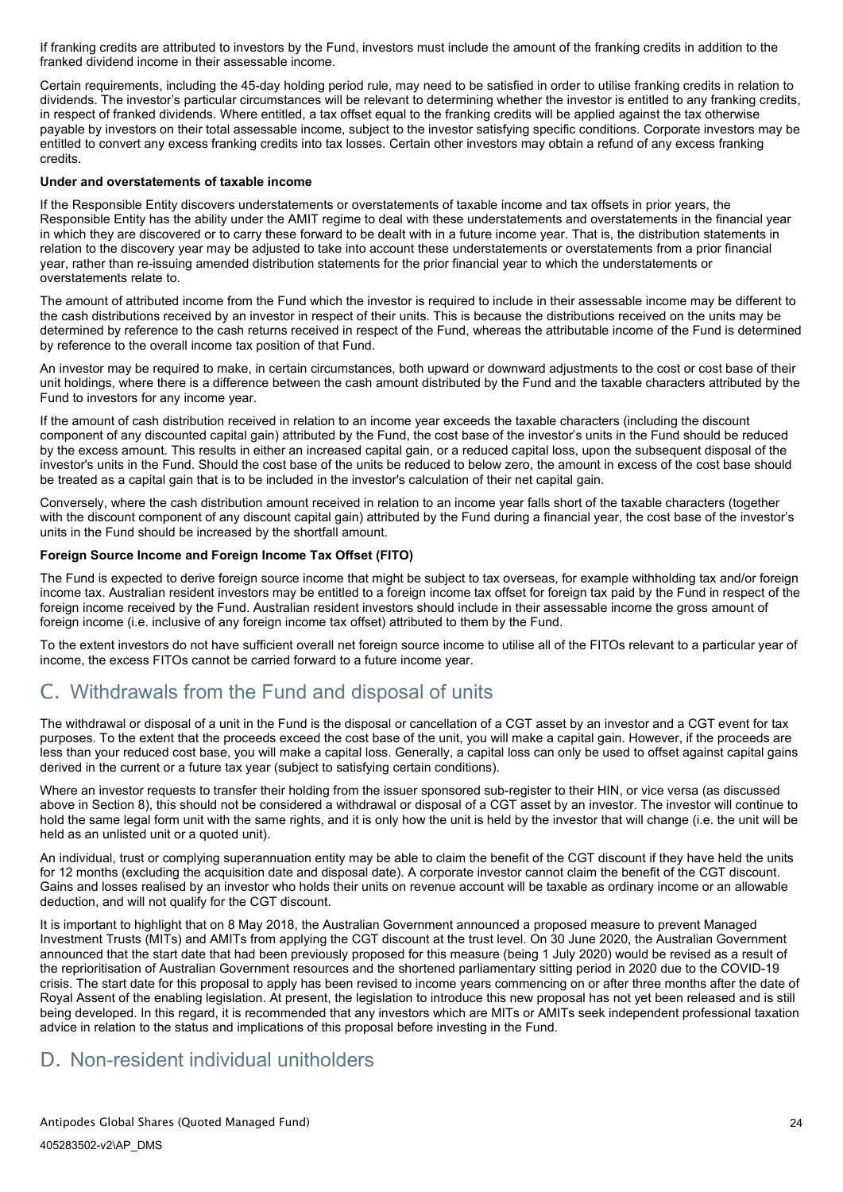If franking credits are attributed to investors by the Fund, investors must include the amount of the franking credits in addition to the franked dividend income in their assessable income.

Certain requirements, including the 45-day holding period rule, may need to be satisfied in order to utilise franking credits in relation to dividends. The investor's particular circumstances will be relevant to determining whether the investor is entitled to any franking credits, in respect of franked dividends. Where entitled, a tax offset equal to the franking credits will be applied against the tax otherwise payable by investors on their total assessable income, subject to the investor satisfying specific conditions. Corporate investors may be entitled to convert any excess franking credits into tax losses. Certain other investors may obtain a refund of any excess franking credits.

**Under and overstatements of taxable income**

If the Responsible Entity discovers understatements or overstatements of taxable income and tax offsets in prior years, the Responsible Entity has the ability under the AMIT regime to deal with these understatements and overstatements in the financial year in which they are discovered or to carry these forward to be dealt with in a future income year. That is, the distribution statements in relation to the discovery year may be adjusted to take into account these understatements or overstatements from a prior financial year, rather than re-issuing amended distribution statements for the prior financial year to which the understatements or overstatements relate to.

The amount of attributed income from the Fund which the investor is required to include in their assessable income may be different to the cash distributions received by an investor in respect of their units. This is because the distributions received on the units may be determined by reference to the cash returns received in respect of the Fund, whereas the attributable income of the Fund is determined by reference to the overall income tax position of that Fund.

An investor may be required to make, in certain circumstances, both upward or downward adjustments to the cost or cost base of their unit holdings, where there is a difference between the cash amount distributed by the Fund and the taxable characters attributed by the Fund to investors for any income year.

If the amount of cash distribution received in relation to an income year exceeds the taxable characters (including the discount component of any discounted capital gain) attributed by the Fund, the cost base of the investor's units in the Fund should be reduced by the excess amount. This results in either an increased capital gain, or a reduced capital loss, upon the subsequent disposal of the investor's units in the Fund. Should the cost base of the units be reduced to below zero, the amount in excess of the cost base should be treated as a capital gain that is to be included in the investor's calculation of their net capital gain.

Conversely, where the cash distribution amount received in relation to an income year falls short of the taxable characters (together with the discount component of any discount capital gain) attributed by the Fund during a financial year, the cost base of the investor's units in the Fund should be increased by the shortfall amount.

**Foreign Source Income and Foreign Income Tax Offset (FITO)**

The Fund is expected to derive foreign source income that might be subject to tax overseas, for example withholding tax and/or foreign income tax. Australian resident investors may be entitled to a foreign income tax offset for foreign tax paid by the Fund in respect of the foreign income received by the Fund. Australian resident investors should include in their assessable income the gross amount of foreign income (i.e. inclusive of any foreign income tax offset) attributed to them by the Fund.

To the extent investors do not have sufficient overall net foreign source income to utilise all of the FITOs relevant to a particular year of income, the excess FITOs cannot be carried forward to a future income year.

## C. Withdrawals from the Fund and disposal of units

The withdrawal or disposal of a unit in the Fund is the disposal or cancellation of a CGT asset by an investor and a CGT event for tax purposes. To the extent that the proceeds exceed the cost base of the unit, you will make a capital gain. However, if the proceeds are less than your reduced cost base, you will make a capital loss. Generally, a capital loss can only be used to offset against capital gains derived in the current or a future tax year (subject to satisfying certain conditions).

Where an investor requests to transfer their holding from the issuer sponsored sub-register to their HIN, or vice versa (as discussed above in Section 8), this should not be considered a withdrawal or disposal of a CGT asset by an investor. The investor will continue to hold the same legal form unit with the same rights, and it is only how the unit is held by the investor that will change (i.e. the unit will be held as an unlisted unit or a quoted unit).

An individual, trust or complying superannuation entity may be able to claim the benefit of the CGT discount if they have held the units for 12 months (excluding the acquisition date and disposal date). A corporate investor cannot claim the benefit of the CGT discount. Gains and losses realised by an investor who holds their units on revenue account will be taxable as ordinary income or an allowable deduction, and will not qualify for the CGT discount.

It is important to highlight that on 8 May 2018, the Australian Government announced a proposed measure to prevent Managed Investment Trusts (MITs) and AMITs from applying the CGT discount at the trust level. On 30 June 2020, the Australian Government announced that the start date that had been previously proposed for this measure (being 1 July 2020) would be revised as a result of the reprioritisation of Australian Government resources and the shortened parliamentary sitting period in 2020 due to the COVID-19 crisis. The start date for this proposal to apply has been revised to income years commencing on or after three months after the date of Royal Assent of the enabling legislation. At present, the legislation to introduce this new proposal has not yet been released and is still being developed. In this regard, it is recommended that any investors which are MITs or AMITs seek independent professional taxation advice in relation to the status and implications of this proposal before investing in the Fund.

## D. Non-resident individual unitholders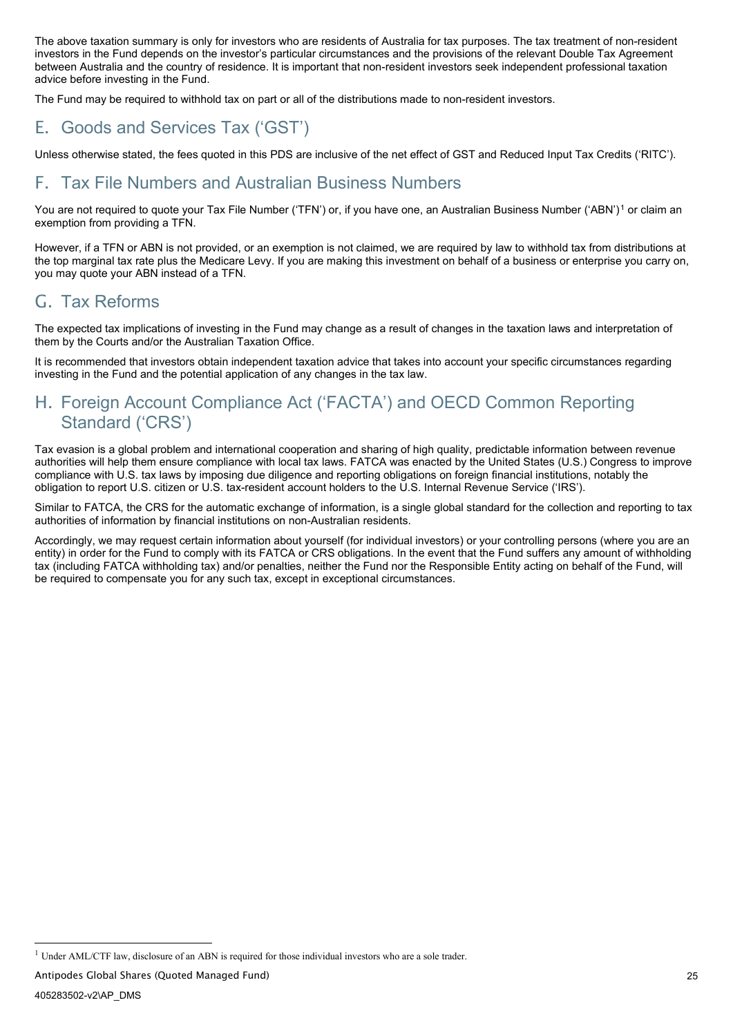The above taxation summary is only for investors who are residents of Australia for tax purposes. The tax treatment of non-resident investors in the Fund depends on the investor's particular circumstances and the provisions of the relevant Double Tax Agreement between Australia and the country of residence. It is important that non-resident investors seek independent professional taxation advice before investing in the Fund.

The Fund may be required to withhold tax on part or all of the distributions made to non-resident investors.

## E. Goods and Services Tax ('GST')

Unless otherwise stated, the fees quoted in this PDS are inclusive of the net effect of GST and Reduced Input Tax Credits ('RITC').

## F. Tax File Numbers and Australian Business Numbers

You are not required to quote your Tax File Number ('TFN') or, if you have one, an Australian Business Number ('ABN')[1] or claim an exemption from providing a TFN.

However, if a TFN or ABN is not provided, or an exemption is not claimed, we are required by law to withhold tax from distributions at the top marginal tax rate plus the Medicare Levy. If you are making this investment on behalf of a business or enterprise you carry on, you may quote your ABN instead of a TFN.

## G. Tax Reforms

The expected tax implications of investing in the Fund may change as a result of changes in the taxation laws and interpretation of them by the Courts and/or the Australian Taxation Office.

It is recommended that investors obtain independent taxation advice that takes into account your specific circumstances regarding investing in the Fund and the potential application of any changes in the tax law.

## H. Foreign Account Compliance Act ('FACTA') and OECD Common Reporting Standard ('CRS')

Tax evasion is a global problem and international cooperation and sharing of high quality, predictable information between revenue authorities will help them ensure compliance with local tax laws. FATCA was enacted by the United States (U.S.) Congress to improve compliance with U.S. tax laws by imposing due diligence and reporting obligations on foreign financial institutions, notably the obligation to report U.S. citizen or U.S. tax-resident account holders to the U.S. Internal Revenue Service ('IRS').

Similar to FATCA, the CRS for the automatic exchange of information, is a single global standard for the collection and reporting to tax authorities of information by financial institutions on non-Australian residents.

Accordingly, we may request certain information about yourself (for individual investors) or your controlling persons (where you are an entity) in order for the Fund to comply with its FATCA or CRS obligations. In the event that the Fund suffers any amount of withholding tax (including FATCA withholding tax) and/or penalties, neither the Fund nor the Responsible Entity acting on behalf of the Fund, will be required to compensate you for any such tax, except in exceptional circumstances.

[1] Under AML/CTF law, disclosure of an ABN is required for those individual investors who are a sole trader.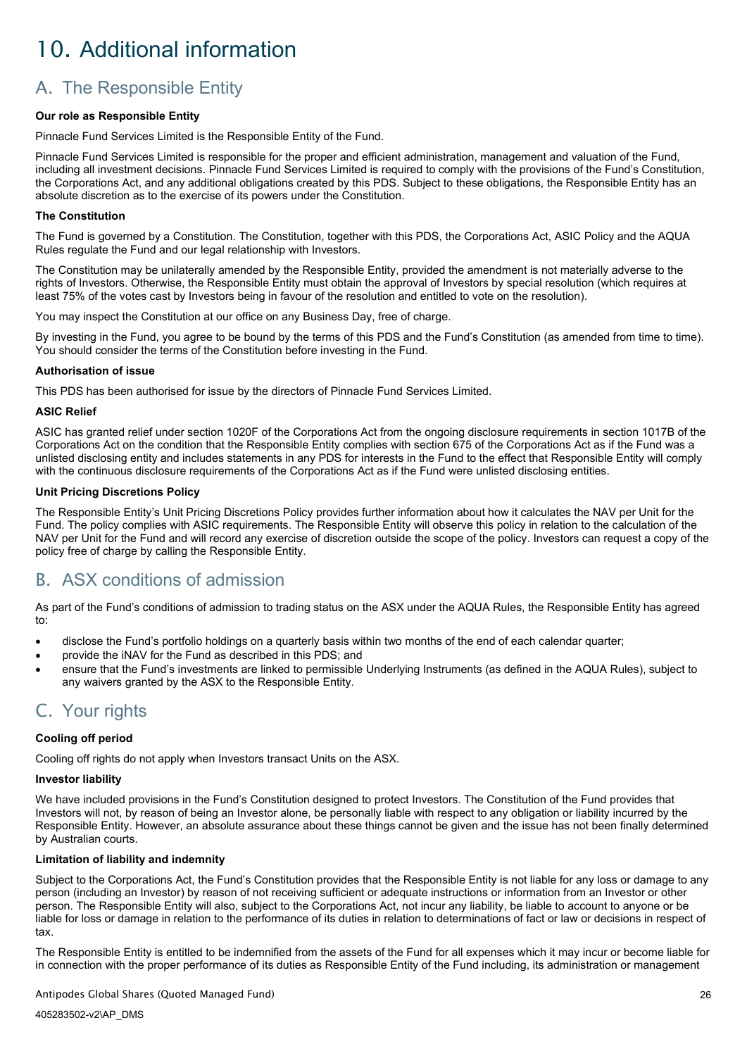# 10. Additional information

## A. The Responsible Entity

**Our role as Responsible Entity**

Pinnacle Fund Services Limited is the Responsible Entity of the Fund.

Pinnacle Fund Services Limited is responsible for the proper and efficient administration, management and valuation of the Fund, including all investment decisions. Pinnacle Fund Services Limited is required to comply with the provisions of the Fund's Constitution, the Corporations Act, and any additional obligations created by this PDS. Subject to these obligations, the Responsible Entity has an absolute discretion as to the exercise of its powers under the Constitution.

**The Constitution**

The Fund is governed by a Constitution. The Constitution, together with this PDS, the Corporations Act, ASIC Policy and the AQUA Rules regulate the Fund and our legal relationship with Investors.

The Constitution may be unilaterally amended by the Responsible Entity, provided the amendment is not materially adverse to the rights of Investors. Otherwise, the Responsible Entity must obtain the approval of Investors by special resolution (which requires at least 75% of the votes cast by Investors being in favour of the resolution and entitled to vote on the resolution).

You may inspect the Constitution at our office on any Business Day, free of charge.

By investing in the Fund, you agree to be bound by the terms of this PDS and the Fund's Constitution (as amended from time to time). You should consider the terms of the Constitution before investing in the Fund.

**Authorisation of issue**

This PDS has been authorised for issue by the directors of Pinnacle Fund Services Limited.

**ASIC Relief**

ASIC has granted relief under section 1020F of the Corporations Act from the ongoing disclosure requirements in section 1017B of the Corporations Act on the condition that the Responsible Entity complies with section 675 of the Corporations Act as if the Fund was a unlisted disclosing entity and includes statements in any PDS for interests in the Fund to the effect that Responsible Entity will comply with the continuous disclosure requirements of the Corporations Act as if the Fund were unlisted disclosing entities.

**Unit Pricing Discretions Policy**

The Responsible Entity's Unit Pricing Discretions Policy provides further information about how it calculates the NAV per Unit for the Fund. The policy complies with ASIC requirements. The Responsible Entity will observe this policy in relation to the calculation of the NAV per Unit for the Fund and will record any exercise of discretion outside the scope of the policy. Investors can request a copy of the policy free of charge by calling the Responsible Entity.

## B. ASX conditions of admission

As part of the Fund's conditions of admission to trading status on the ASX under the AQUA Rules, the Responsible Entity has agreed to:

- disclose the Fund's portfolio holdings on a quarterly basis within two months of the end of each calendar quarter;
- provide the iNAV for the Fund as described in this PDS; and
- ensure that the Fund's investments are linked to permissible Underlying Instruments (as defined in the AQUA Rules), subject to any waivers granted by the ASX to the Responsible Entity.

## C. Your rights

**Cooling off period**

Cooling off rights do not apply when Investors transact Units on the ASX.

**Investor liability**

We have included provisions in the Fund's Constitution designed to protect Investors. The Constitution of the Fund provides that Investors will not, by reason of being an Investor alone, be personally liable with respect to any obligation or liability incurred by the Responsible Entity. However, an absolute assurance about these things cannot be given and the issue has not been finally determined by Australian courts.

**Limitation of liability and indemnity**

Subject to the Corporations Act, the Fund's Constitution provides that the Responsible Entity is not liable for any loss or damage to any person (including an Investor) by reason of not receiving sufficient or adequate instructions or information from an Investor or other person. The Responsible Entity will also, subject to the Corporations Act, not incur any liability, be liable to account to anyone or be liable for loss or damage in relation to the performance of its duties in relation to determinations of fact or law or decisions in respect of tax.

The Responsible Entity is entitled to be indemnified from the assets of the Fund for all expenses which it may incur or become liable for in connection with the proper performance of its duties as Responsible Entity of the Fund including, its administration or management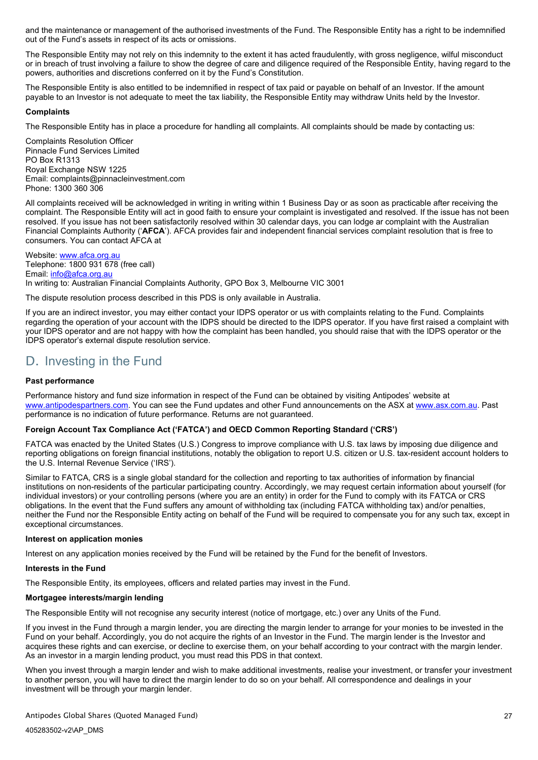and the maintenance or management of the authorised investments of the Fund. The Responsible Entity has a right to be indemnified out of the Fund's assets in respect of its acts or omissions.

The Responsible Entity may not rely on this indemnity to the extent it has acted fraudulently, with gross negligence, wilful misconduct or in breach of trust involving a failure to show the degree of care and diligence required of the Responsible Entity, having regard to the powers, authorities and discretions conferred on it by the Fund's Constitution.

The Responsible Entity is also entitled to be indemnified in respect of tax paid or payable on behalf of an Investor. If the amount payable to an Investor is not adequate to meet the tax liability, the Responsible Entity may withdraw Units held by the Investor.

**Complaints**

The Responsible Entity has in place a procedure for handling all complaints. All complaints should be made by contacting us:

Complaints Resolution Officer
Pinnacle Fund Services Limited
PO Box R1313
Royal Exchange NSW 1225
Email: complaints@pinnacleinvestment.com
Phone: 1300 360 306

All complaints received will be acknowledged in writing in writing within 1 Business Day or as soon as practicable after receiving the complaint. The Responsible Entity will act in good faith to ensure your complaint is investigated and resolved. If the issue has not been resolved. If you issue has not been satisfactorily resolved within 30 calendar days, you can lodge ar complaint with the Australian Financial Complaints Authority ('**AFCA**'). AFCA provides fair and independent financial services complaint resolution that is free to consumers. You can contact AFCA at

Website: www.afca.org.au
Telephone: 1800 931 678 (free call)
Email: info@afca.org.au
In writing to: Australian Financial Complaints Authority, GPO Box 3, Melbourne VIC 3001

The dispute resolution process described in this PDS is only available in Australia.

If you are an indirect investor, you may either contact your IDPS operator or us with complaints relating to the Fund. Complaints regarding the operation of your account with the IDPS should be directed to the IDPS operator. If you have first raised a complaint with your IDPS operator and are not happy with how the complaint has been handled, you should raise that with the IDPS operator or the IDPS operator's external dispute resolution service.

## D. Investing in the Fund

**Past performance**

Performance history and fund size information in respect of the Fund can be obtained by visiting Antipodes' website at www.antipodespartners.com. You can see the Fund updates and other Fund announcements on the ASX at www.asx.com.au. Past performance is no indication of future performance. Returns are not guaranteed.

**Foreign Account Tax Compliance Act ('FATCA') and OECD Common Reporting Standard ('CRS')**

FATCA was enacted by the United States (U.S.) Congress to improve compliance with U.S. tax laws by imposing due diligence and reporting obligations on foreign financial institutions, notably the obligation to report U.S. citizen or U.S. tax-resident account holders to the U.S. Internal Revenue Service ('IRS').

Similar to FATCA, CRS is a single global standard for the collection and reporting to tax authorities of information by financial institutions on non-residents of the particular participating country. Accordingly, we may request certain information about yourself (for individual investors) or your controlling persons (where you are an entity) in order for the Fund to comply with its FATCA or CRS obligations. In the event that the Fund suffers any amount of withholding tax (including FATCA withholding tax) and/or penalties, neither the Fund nor the Responsible Entity acting on behalf of the Fund will be required to compensate you for any such tax, except in exceptional circumstances.

**Interest on application monies**

Interest on any application monies received by the Fund will be retained by the Fund for the benefit of Investors.

**Interests in the Fund**

The Responsible Entity, its employees, officers and related parties may invest in the Fund.

**Mortgagee interests/margin lending**

The Responsible Entity will not recognise any security interest (notice of mortgage, etc.) over any Units of the Fund.

If you invest in the Fund through a margin lender, you are directing the margin lender to arrange for your monies to be invested in the Fund on your behalf. Accordingly, you do not acquire the rights of an Investor in the Fund. The margin lender is the Investor and acquires these rights and can exercise, or decline to exercise them, on your behalf according to your contract with the margin lender. As an investor in a margin lending product, you must read this PDS in that context.

When you invest through a margin lender and wish to make additional investments, realise your investment, or transfer your investment to another person, you will have to direct the margin lender to do so on your behalf. All correspondence and dealings in your investment will be through your margin lender.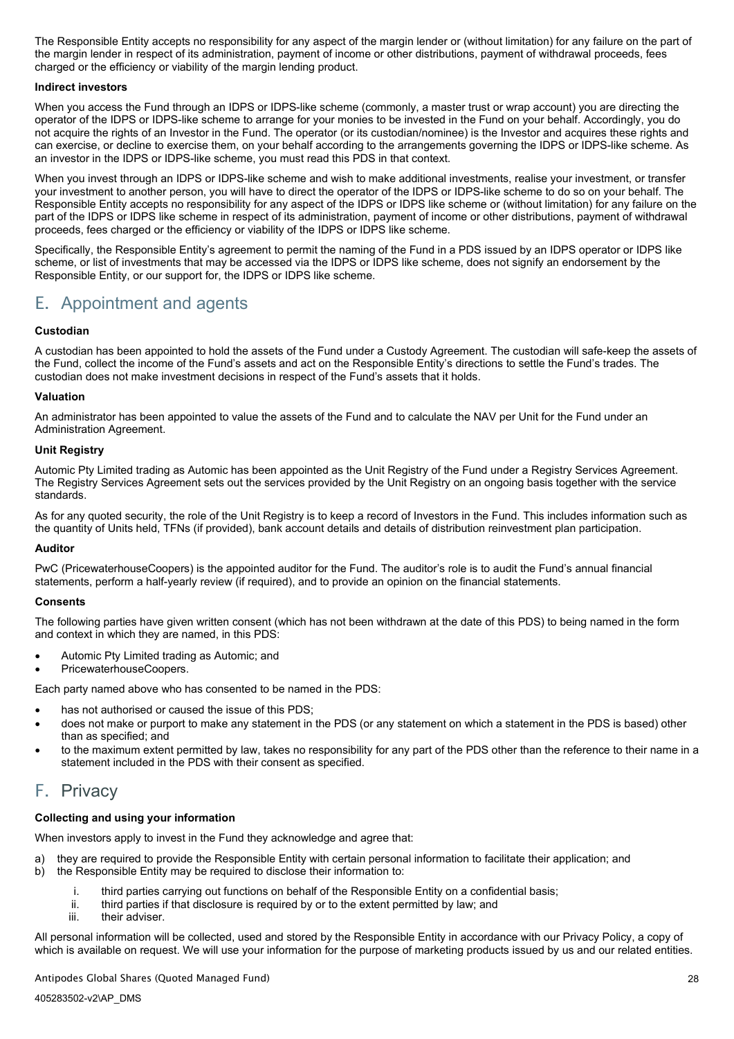The Responsible Entity accepts no responsibility for any aspect of the margin lender or (without limitation) for any failure on the part of the margin lender in respect of its administration, payment of income or other distributions, payment of withdrawal proceeds, fees charged or the efficiency or viability of the margin lending product.

**Indirect investors**

When you access the Fund through an IDPS or IDPS-like scheme (commonly, a master trust or wrap account) you are directing the operator of the IDPS or IDPS-like scheme to arrange for your monies to be invested in the Fund on your behalf. Accordingly, you do not acquire the rights of an Investor in the Fund. The operator (or its custodian/nominee) is the Investor and acquires these rights and can exercise, or decline to exercise them, on your behalf according to the arrangements governing the IDPS or IDPS-like scheme. As an investor in the IDPS or IDPS-like scheme, you must read this PDS in that context.

When you invest through an IDPS or IDPS-like scheme and wish to make additional investments, realise your investment, or transfer your investment to another person, you will have to direct the operator of the IDPS or IDPS-like scheme to do so on your behalf. The Responsible Entity accepts no responsibility for any aspect of the IDPS or IDPS like scheme or (without limitation) for any failure on the part of the IDPS or IDPS like scheme in respect of its administration, payment of income or other distributions, payment of withdrawal proceeds, fees charged or the efficiency or viability of the IDPS or IDPS like scheme.

Specifically, the Responsible Entity's agreement to permit the naming of the Fund in a PDS issued by an IDPS operator or IDPS like scheme, or list of investments that may be accessed via the IDPS or IDPS like scheme, does not signify an endorsement by the Responsible Entity, or our support for, the IDPS or IDPS like scheme.

## E. Appointment and agents

**Custodian**

A custodian has been appointed to hold the assets of the Fund under a Custody Agreement. The custodian will safe-keep the assets of the Fund, collect the income of the Fund's assets and act on the Responsible Entity's directions to settle the Fund's trades. The custodian does not make investment decisions in respect of the Fund's assets that it holds.

**Valuation**

An administrator has been appointed to value the assets of the Fund and to calculate the NAV per Unit for the Fund under an Administration Agreement.

**Unit Registry**

Automic Pty Limited trading as Automic has been appointed as the Unit Registry of the Fund under a Registry Services Agreement. The Registry Services Agreement sets out the services provided by the Unit Registry on an ongoing basis together with the service standards.

As for any quoted security, the role of the Unit Registry is to keep a record of Investors in the Fund. This includes information such as the quantity of Units held, TFNs (if provided), bank account details and details of distribution reinvestment plan participation.

**Auditor**

PwC (PricewaterhouseCoopers) is the appointed auditor for the Fund. The auditor's role is to audit the Fund's annual financial statements, perform a half-yearly review (if required), and to provide an opinion on the financial statements.

**Consents**

The following parties have given written consent (which has not been withdrawn at the date of this PDS) to being named in the form and context in which they are named, in this PDS:

- Automic Pty Limited trading as Automic; and
- PricewaterhouseCoopers.

Each party named above who has consented to be named in the PDS:

- has not authorised or caused the issue of this PDS;
- does not make or purport to make any statement in the PDS (or any statement on which a statement in the PDS is based) other than as specified; and
- to the maximum extent permitted by law, takes no responsibility for any part of the PDS other than the reference to their name in a statement included in the PDS with their consent as specified.

## F. Privacy

**Collecting and using your information**

When investors apply to invest in the Fund they acknowledge and agree that:

a) they are required to provide the Responsible Entity with certain personal information to facilitate their application; and
b) the Responsible Entity may be required to disclose their information to:
    i. third parties carrying out functions on behalf of the Responsible Entity on a confidential basis;
    ii. third parties if that disclosure is required by or to the extent permitted by law; and
    iii. their adviser.

All personal information will be collected, used and stored by the Responsible Entity in accordance with our Privacy Policy, a copy of which is available on request. We will use your information for the purpose of marketing products issued by us and our related entities.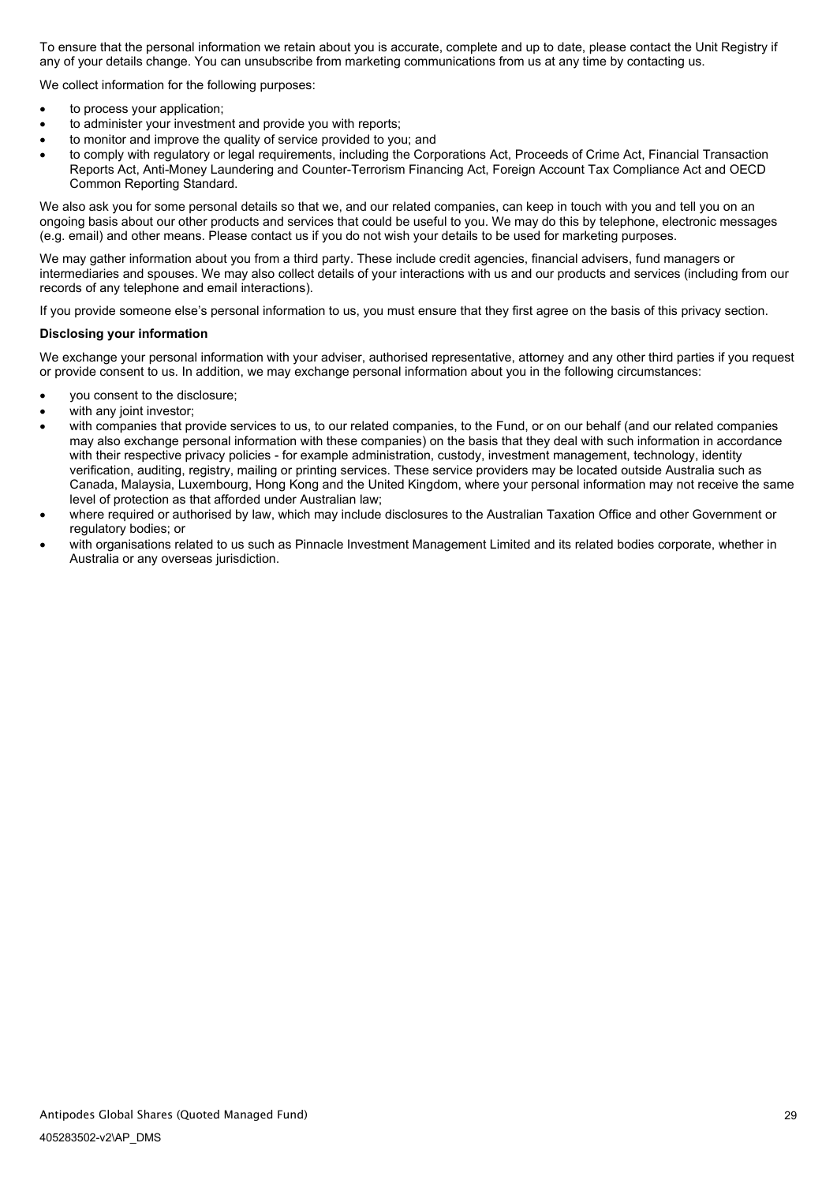To ensure that the personal information we retain about you is accurate, complete and up to date, please contact the Unit Registry if any of your details change. You can unsubscribe from marketing communications from us at any time by contacting us.

We collect information for the following purposes:

- to process your application;
- to administer your investment and provide you with reports;
- to monitor and improve the quality of service provided to you; and
- to comply with regulatory or legal requirements, including the Corporations Act, Proceeds of Crime Act, Financial Transaction Reports Act, Anti-Money Laundering and Counter-Terrorism Financing Act, Foreign Account Tax Compliance Act and OECD Common Reporting Standard.

We also ask you for some personal details so that we, and our related companies, can keep in touch with you and tell you on an ongoing basis about our other products and services that could be useful to you. We may do this by telephone, electronic messages (e.g. email) and other means. Please contact us if you do not wish your details to be used for marketing purposes.

We may gather information about you from a third party. These include credit agencies, financial advisers, fund managers or intermediaries and spouses. We may also collect details of your interactions with us and our products and services (including from our records of any telephone and email interactions).

If you provide someone else's personal information to us, you must ensure that they first agree on the basis of this privacy section.

**Disclosing your information**

We exchange your personal information with your adviser, authorised representative, attorney and any other third parties if you request or provide consent to us. In addition, we may exchange personal information about you in the following circumstances:

- you consent to the disclosure;
- with any joint investor;
- with companies that provide services to us, to our related companies, to the Fund, or on our behalf (and our related companies may also exchange personal information with these companies) on the basis that they deal with such information in accordance with their respective privacy policies - for example administration, custody, investment management, technology, identity verification, auditing, registry, mailing or printing services. These service providers may be located outside Australia such as Canada, Malaysia, Luxembourg, Hong Kong and the United Kingdom, where your personal information may not receive the same level of protection as that afforded under Australian law;
- where required or authorised by law, which may include disclosures to the Australian Taxation Office and other Government or regulatory bodies; or
- with organisations related to us such as Pinnacle Investment Management Limited and its related bodies corporate, whether in Australia or any overseas jurisdiction.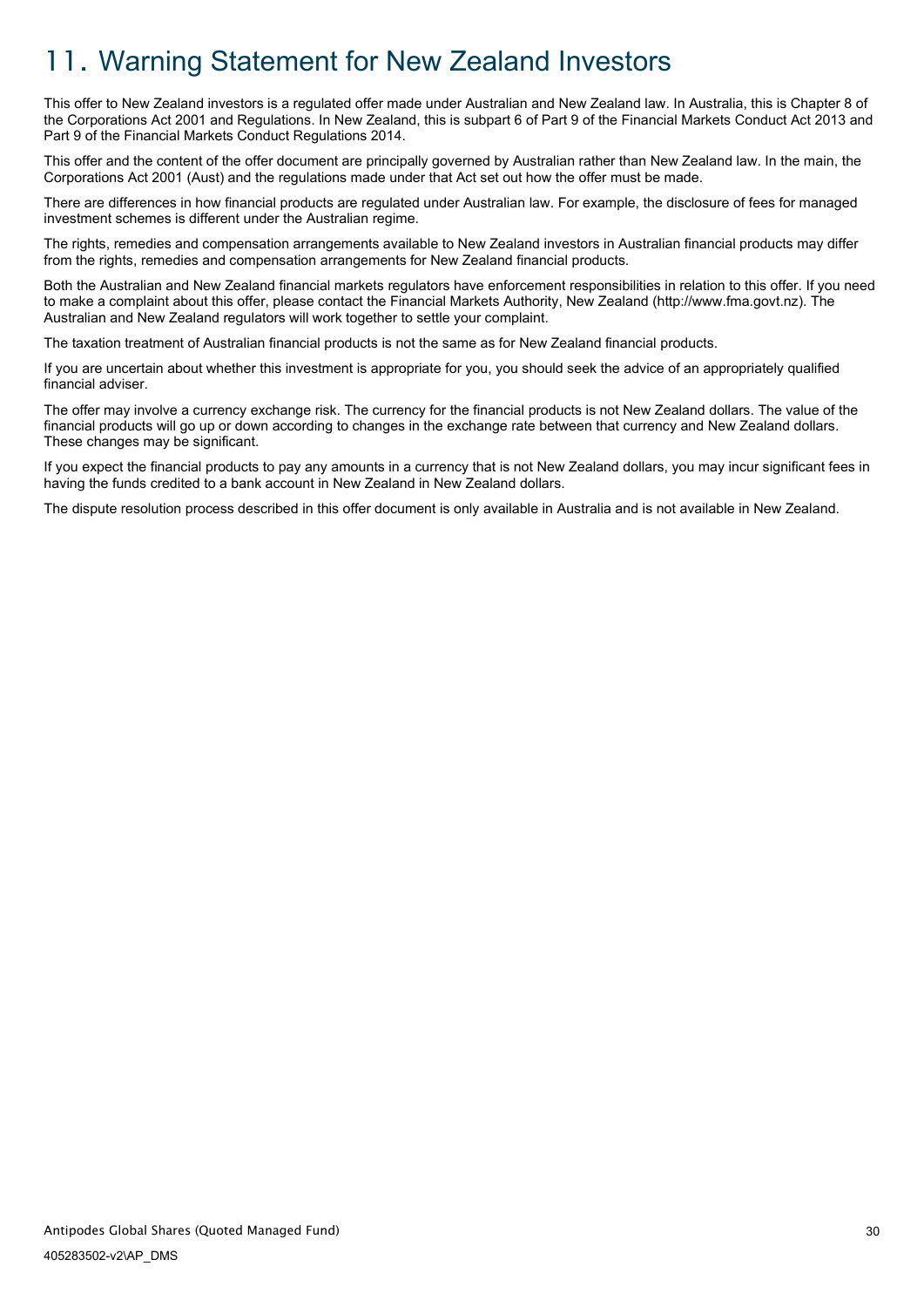# 11. Warning Statement for New Zealand Investors

This offer to New Zealand investors is a regulated offer made under Australian and New Zealand law. In Australia, this is Chapter 8 of the Corporations Act 2001 and Regulations. In New Zealand, this is subpart 6 of Part 9 of the Financial Markets Conduct Act 2013 and Part 9 of the Financial Markets Conduct Regulations 2014.

This offer and the content of the offer document are principally governed by Australian rather than New Zealand law. In the main, the Corporations Act 2001 (Aust) and the regulations made under that Act set out how the offer must be made.

There are differences in how financial products are regulated under Australian law. For example, the disclosure of fees for managed investment schemes is different under the Australian regime.

The rights, remedies and compensation arrangements available to New Zealand investors in Australian financial products may differ from the rights, remedies and compensation arrangements for New Zealand financial products.

Both the Australian and New Zealand financial markets regulators have enforcement responsibilities in relation to this offer. If you need to make a complaint about this offer, please contact the Financial Markets Authority, New Zealand (http://www.fma.govt.nz). The Australian and New Zealand regulators will work together to settle your complaint.

The taxation treatment of Australian financial products is not the same as for New Zealand financial products.

If you are uncertain about whether this investment is appropriate for you, you should seek the advice of an appropriately qualified financial adviser.

The offer may involve a currency exchange risk. The currency for the financial products is not New Zealand dollars. The value of the financial products will go up or down according to changes in the exchange rate between that currency and New Zealand dollars. These changes may be significant.

If you expect the financial products to pay any amounts in a currency that is not New Zealand dollars, you may incur significant fees in having the funds credited to a bank account in New Zealand in New Zealand dollars.

The dispute resolution process described in this offer document is only available in Australia and is not available in New Zealand.

405283502-v2\AP_DMS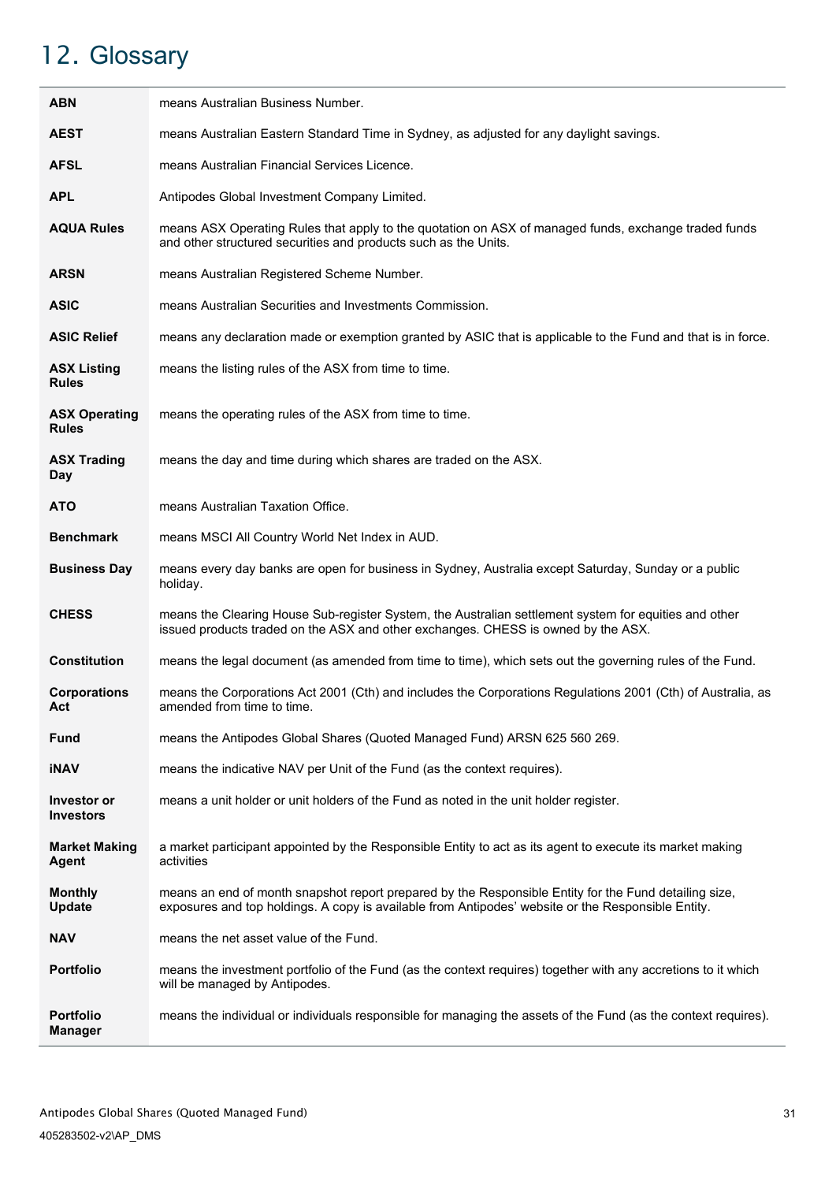# 12. Glossary

| | |
|---|---|
| **ABN** | means Australian Business Number. |
| **AEST** | means Australian Eastern Standard Time in Sydney, as adjusted for any daylight savings. |
| **AFSL** | means Australian Financial Services Licence. |
| **APL** | Antipodes Global Investment Company Limited. |
| **AQUA Rules** | means ASX Operating Rules that apply to the quotation on ASX of managed funds, exchange traded funds and other structured securities and products such as the Units. |
| **ARSN** | means Australian Registered Scheme Number. |
| **ASIC** | means Australian Securities and Investments Commission. |
| **ASIC Relief** | means any declaration made or exemption granted by ASIC that is applicable to the Fund and that is in force. |
| **ASX Listing Rules** | means the listing rules of the ASX from time to time. |
| **ASX Operating Rules** | means the operating rules of the ASX from time to time. |
| **ASX Trading Day** | means the day and time during which shares are traded on the ASX. |
| **ATO** | means Australian Taxation Office. |
| **Benchmark** | means MSCI All Country World Net Index in AUD. |
| **Business Day** | means every day banks are open for business in Sydney, Australia except Saturday, Sunday or a public holiday. |
| **CHESS** | means the Clearing House Sub-register System, the Australian settlement system for equities and other issued products traded on the ASX and other exchanges. CHESS is owned by the ASX. |
| **Constitution** | means the legal document (as amended from time to time), which sets out the governing rules of the Fund. |
| **Corporations Act** | means the Corporations Act 2001 (Cth) and includes the Corporations Regulations 2001 (Cth) of Australia, as amended from time to time. |
| **Fund** | means the Antipodes Global Shares (Quoted Managed Fund) ARSN 625 560 269. |
| **iNAV** | means the indicative NAV per Unit of the Fund (as the context requires). |
| **Investor or Investors** | means a unit holder or unit holders of the Fund as noted in the unit holder register. |
| **Market Making Agent** | a market participant appointed by the Responsible Entity to act as its agent to execute its market making activities |
| **Monthly Update** | means an end of month snapshot report prepared by the Responsible Entity for the Fund detailing size, exposures and top holdings. A copy is available from Antipodes' website or the Responsible Entity. |
| **NAV** | means the net asset value of the Fund. |
| **Portfolio** | means the investment portfolio of the Fund (as the context requires) together with any accretions to it which will be managed by Antipodes. |
| **Portfolio Manager** | means the individual or individuals responsible for managing the assets of the Fund (as the context requires). |

405283502-v2\AP_DMS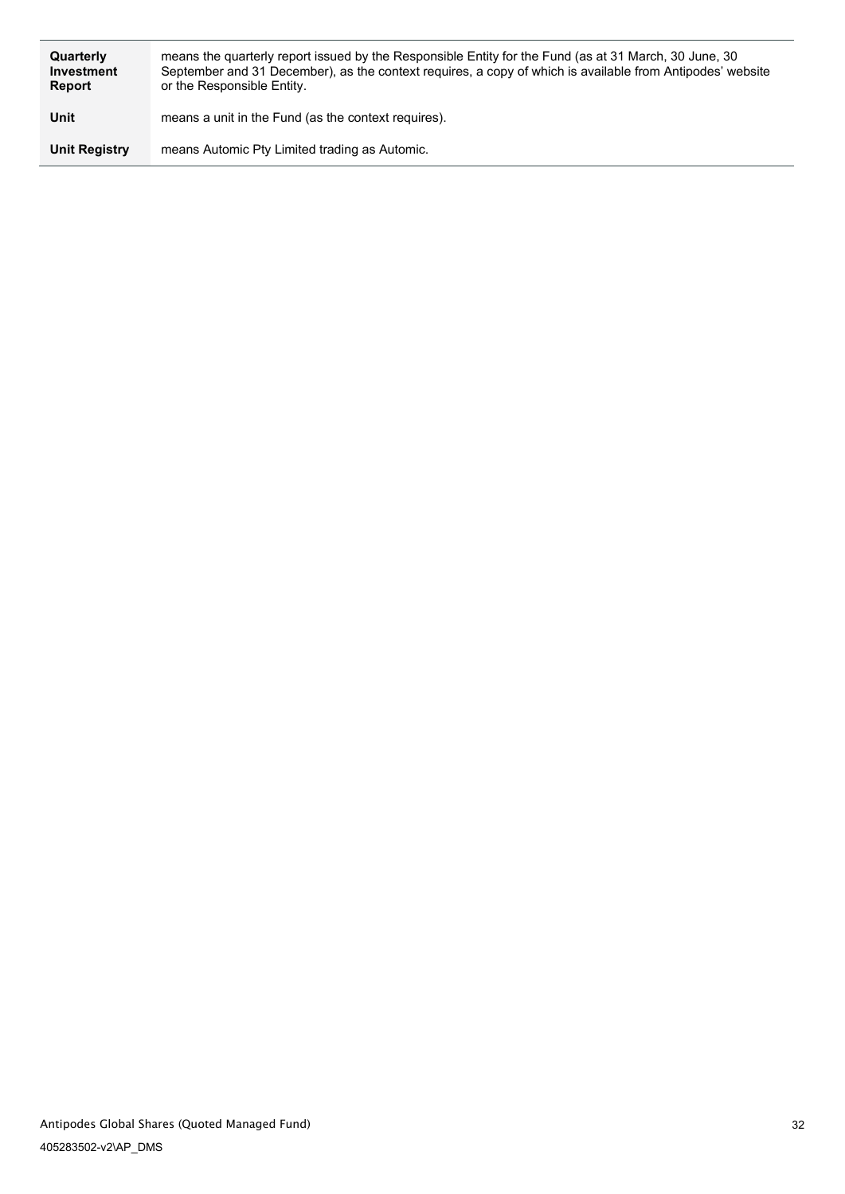| | |
|---|---|
| **Quarterly Investment Report** | means the quarterly report issued by the Responsible Entity for the Fund (as at 31 March, 30 June, 30 September and 31 December), as the context requires, a copy of which is available from Antipodes' website or the Responsible Entity. |
| **Unit** | means a unit in the Fund (as the context requires). |
| **Unit Registry** | means Automic Pty Limited trading as Automic. |